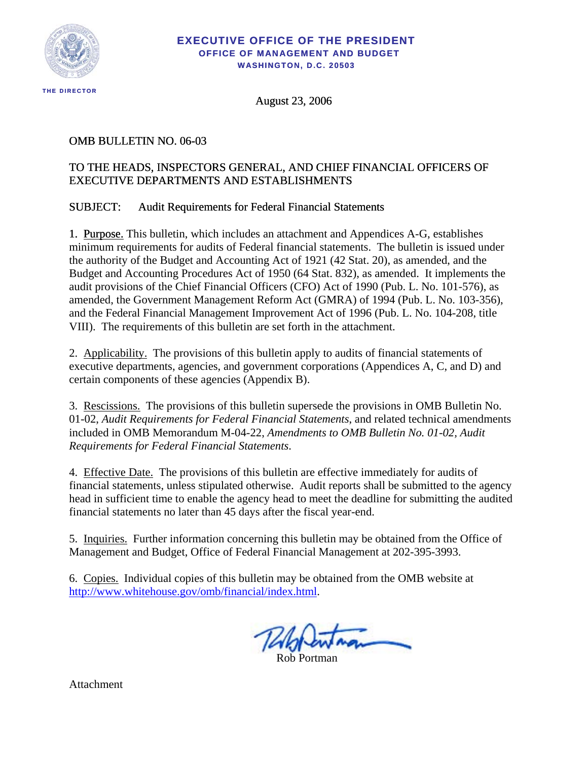**EXECUTIVE OFFICE OF THE PRESIDENT**
**OFFICE OF MANAGEMENT AND BUDGET**
**WASHINGTON, D.C. 20503**

THE DIRECTOR

August 23, 2006

OMB BULLETIN NO. 06-03

TO THE HEADS, INSPECTORS GENERAL, AND CHIEF FINANCIAL OFFICERS OF EXECUTIVE DEPARTMENTS AND ESTABLISHMENTS

SUBJECT: Audit Requirements for Federal Financial Statements

1. Purpose. This bulletin, which includes an attachment and Appendices A-G, establishes minimum requirements for audits of Federal financial statements. The bulletin is issued under the authority of the Budget and Accounting Act of 1921 (42 Stat. 20), as amended, and the Budget and Accounting Procedures Act of 1950 (64 Stat. 832), as amended. It implements the audit provisions of the Chief Financial Officers (CFO) Act of 1990 (Pub. L. No. 101-576), as amended, the Government Management Reform Act (GMRA) of 1994 (Pub. L. No. 103-356), and the Federal Financial Management Improvement Act of 1996 (Pub. L. No. 104-208, title VIII). The requirements of this bulletin are set forth in the attachment.

2. Applicability. The provisions of this bulletin apply to audits of financial statements of executive departments, agencies, and government corporations (Appendices A, C, and D) and certain components of these agencies (Appendix B).

3. Rescissions. The provisions of this bulletin supersede the provisions in OMB Bulletin No. 01-02, *Audit Requirements for Federal Financial Statements*, and related technical amendments included in OMB Memorandum M-04-22, *Amendments to OMB Bulletin No. 01-02, Audit Requirements for Federal Financial Statements*.

4. Effective Date. The provisions of this bulletin are effective immediately for audits of financial statements, unless stipulated otherwise. Audit reports shall be submitted to the agency head in sufficient time to enable the agency head to meet the deadline for submitting the audited financial statements no later than 45 days after the fiscal year-end.

5. Inquiries. Further information concerning this bulletin may be obtained from the Office of Management and Budget, Office of Federal Financial Management at 202-395-3993.

6. Copies. Individual copies of this bulletin may be obtained from the OMB website at http://www.whitehouse.gov/omb/financial/index.html.

Rob Portman

Attachment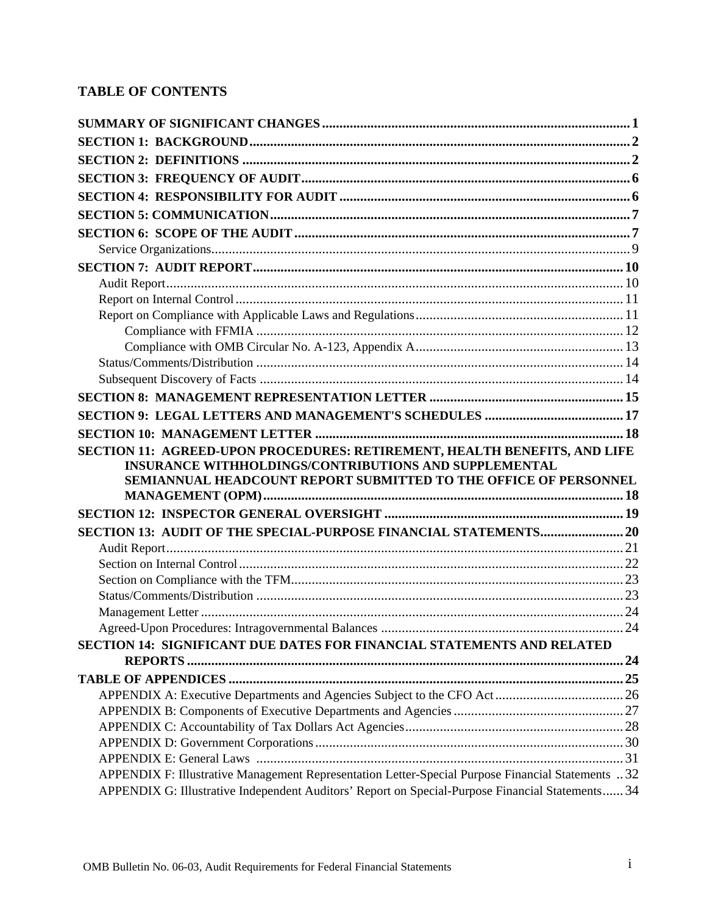## TABLE OF CONTENTS

**SUMMARY OF SIGNIFICANT CHANGES** .......... 1

**SECTION 1: BACKGROUND** .......... 2

**SECTION 2: DEFINITIONS** .......... 2

**SECTION 3: FREQUENCY OF AUDIT** .......... 6

**SECTION 4: RESPONSIBILITY FOR AUDIT** .......... 6

**SECTION 5: COMMUNICATION** .......... 7

**SECTION 6: SCOPE OF THE AUDIT** .......... 7

- Service Organizations .......... 9

**SECTION 7: AUDIT REPORT** .......... 10

- Audit Report .......... 10
- Report on Internal Control .......... 11
- Report on Compliance with Applicable Laws and Regulations .......... 11
  - Compliance with FFMIA .......... 12
  - Compliance with OMB Circular No. A-123, Appendix A .......... 13
- Status/Comments/Distribution .......... 14
- Subsequent Discovery of Facts .......... 14

**SECTION 8: MANAGEMENT REPRESENTATION LETTER** .......... 15

**SECTION 9: LEGAL LETTERS AND MANAGEMENT'S SCHEDULES** .......... 17

**SECTION 10: MANAGEMENT LETTER** .......... 18

**SECTION 11: AGREED-UPON PROCEDURES: RETIREMENT, HEALTH BENEFITS, AND LIFE INSURANCE WITHHOLDINGS/CONTRIBUTIONS AND SUPPLEMENTAL SEMIANNUAL HEADCOUNT REPORT SUBMITTED TO THE OFFICE OF PERSONNEL MANAGEMENT (OPM)** .......... 18

**SECTION 12: INSPECTOR GENERAL OVERSIGHT** .......... 19

**SECTION 13: AUDIT OF THE SPECIAL-PURPOSE FINANCIAL STATEMENTS** .......... 20

- Audit Report .......... 21
- Section on Internal Control .......... 22
- Section on Compliance with the TFM .......... 23
- Status/Comments/Distribution .......... 23
- Management Letter .......... 24
- Agreed-Upon Procedures: Intragovernmental Balances .......... 24

**SECTION 14: SIGNIFICANT DUE DATES FOR FINANCIAL STATEMENTS AND RELATED REPORTS** .......... 24

**TABLE OF APPENDICES** .......... 25

- APPENDIX A: Executive Departments and Agencies Subject to the CFO Act .......... 26
- APPENDIX B: Components of Executive Departments and Agencies .......... 27
- APPENDIX C: Accountability of Tax Dollars Act Agencies .......... 28
- APPENDIX D: Government Corporations .......... 30
- APPENDIX E: General Laws .......... 31
- APPENDIX F: Illustrative Management Representation Letter-Special Purpose Financial Statements .......... 32
- APPENDIX G: Illustrative Independent Auditors' Report on Special-Purpose Financial Statements .......... 34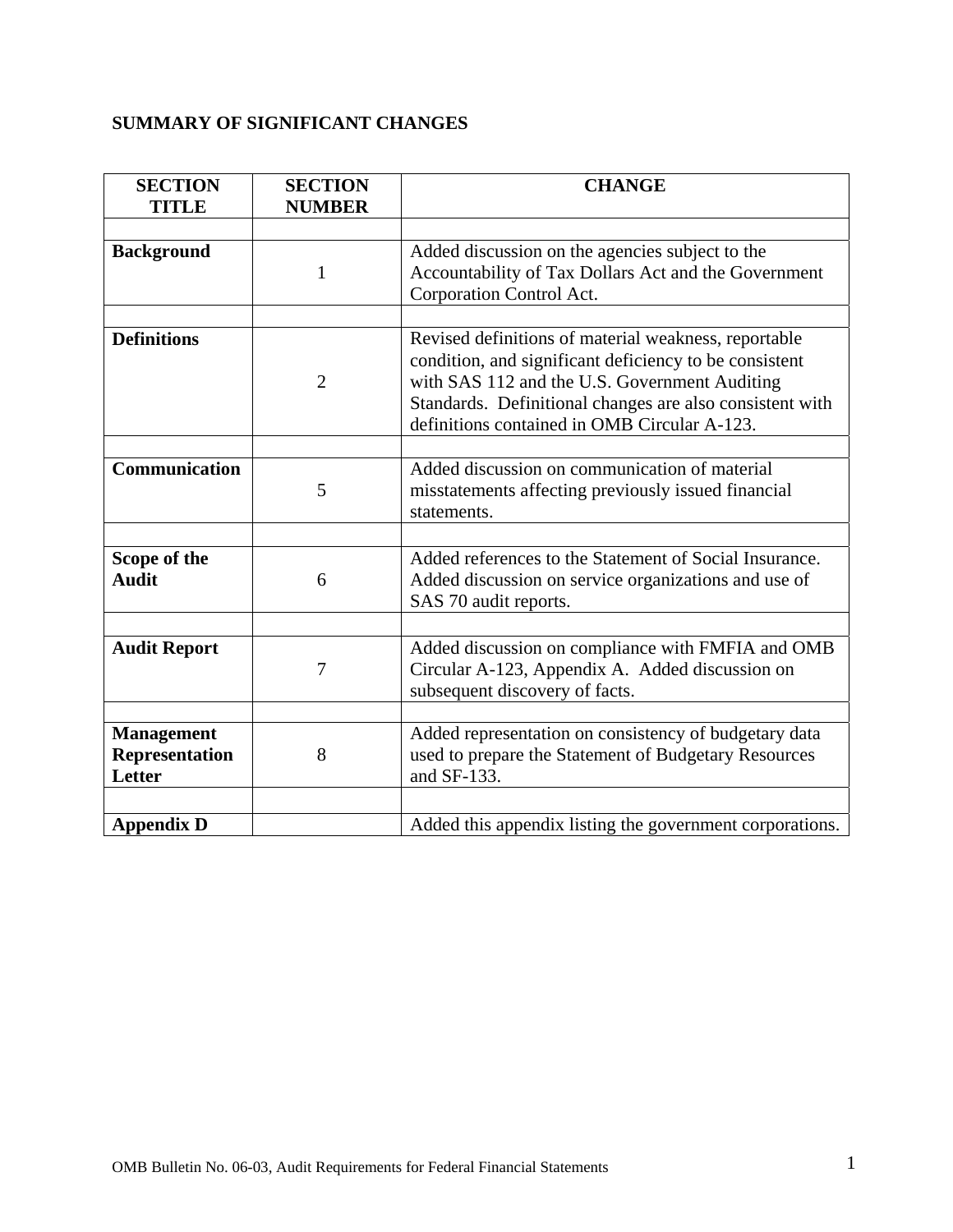## SUMMARY OF SIGNIFICANT CHANGES

| SECTION TITLE | SECTION NUMBER | CHANGE |
|---|---|---|
| **Background** | 1 | Added discussion on the agencies subject to the Accountability of Tax Dollars Act and the Government Corporation Control Act. |
| **Definitions** | 2 | Revised definitions of material weakness, reportable condition, and significant deficiency to be consistent with SAS 112 and the U.S. Government Auditing Standards. Definitional changes are also consistent with definitions contained in OMB Circular A-123. |
| **Communication** | 5 | Added discussion on communication of material misstatements affecting previously issued financial statements. |
| **Scope of the Audit** | 6 | Added references to the Statement of Social Insurance. Added discussion on service organizations and use of SAS 70 audit reports. |
| **Audit Report** | 7 | Added discussion on compliance with FMFIA and OMB Circular A-123, Appendix A. Added discussion on subsequent discovery of facts. |
| **Management Representation Letter** | 8 | Added representation on consistency of budgetary data used to prepare the Statement of Budgetary Resources and SF-133. |
| **Appendix D** | | Added this appendix listing the government corporations. |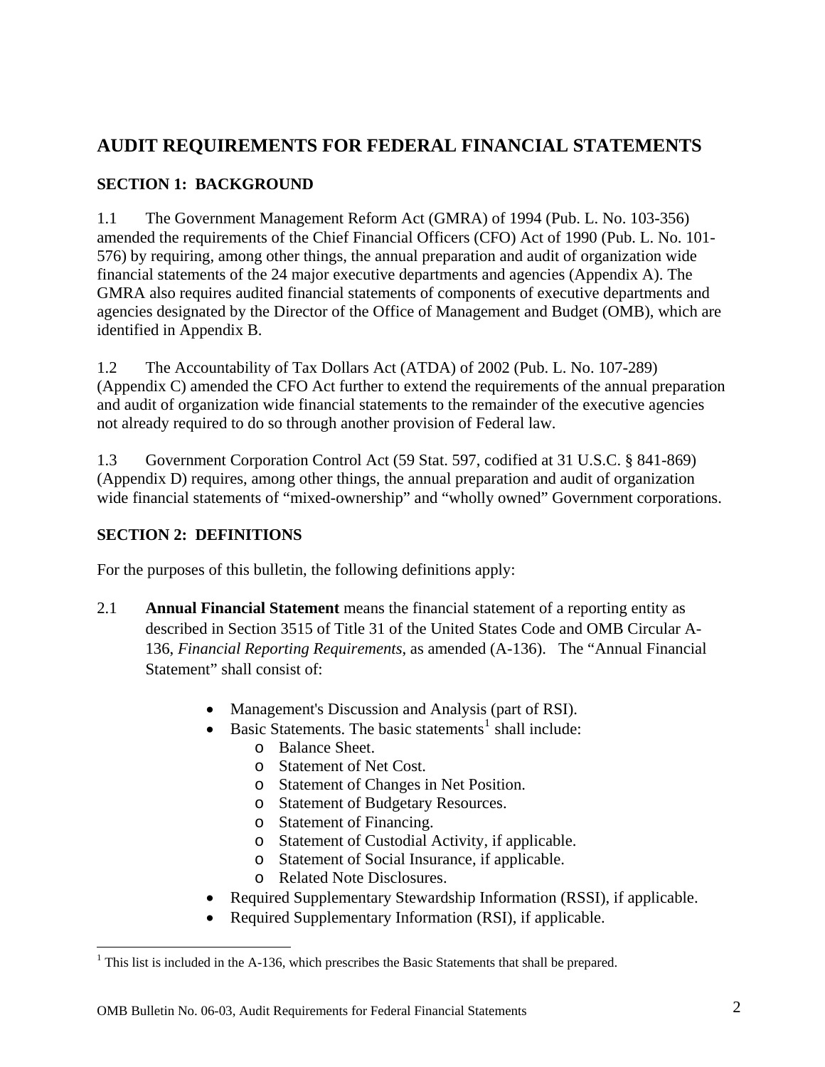# AUDIT REQUIREMENTS FOR FEDERAL FINANCIAL STATEMENTS

## SECTION 1: BACKGROUND

1.1 The Government Management Reform Act (GMRA) of 1994 (Pub. L. No. 103-356) amended the requirements of the Chief Financial Officers (CFO) Act of 1990 (Pub. L. No. 101-576) by requiring, among other things, the annual preparation and audit of organization wide financial statements of the 24 major executive departments and agencies (Appendix A). The GMRA also requires audited financial statements of components of executive departments and agencies designated by the Director of the Office of Management and Budget (OMB), which are identified in Appendix B.

1.2 The Accountability of Tax Dollars Act (ATDA) of 2002 (Pub. L. No. 107-289) (Appendix C) amended the CFO Act further to extend the requirements of the annual preparation and audit of organization wide financial statements to the remainder of the executive agencies not already required to do so through another provision of Federal law.

1.3 Government Corporation Control Act (59 Stat. 597, codified at 31 U.S.C. § 841-869) (Appendix D) requires, among other things, the annual preparation and audit of organization wide financial statements of "mixed-ownership" and "wholly owned" Government corporations.

## SECTION 2: DEFINITIONS

For the purposes of this bulletin, the following definitions apply:

2.1 **Annual Financial Statement** means the financial statement of a reporting entity as described in Section 3515 of Title 31 of the United States Code and OMB Circular A-136, *Financial Reporting Requirements*, as amended (A-136). The "Annual Financial Statement" shall consist of:

- Management's Discussion and Analysis (part of RSI).
- Basic Statements. The basic statements[1] shall include:
  - Balance Sheet.
  - Statement of Net Cost.
  - Statement of Changes in Net Position.
  - Statement of Budgetary Resources.
  - Statement of Financing.
  - Statement of Custodial Activity, if applicable.
  - Statement of Social Insurance, if applicable.
  - Related Note Disclosures.
- Required Supplementary Stewardship Information (RSSI), if applicable.
- Required Supplementary Information (RSI), if applicable.

[1] This list is included in the A-136, which prescribes the Basic Statements that shall be prepared.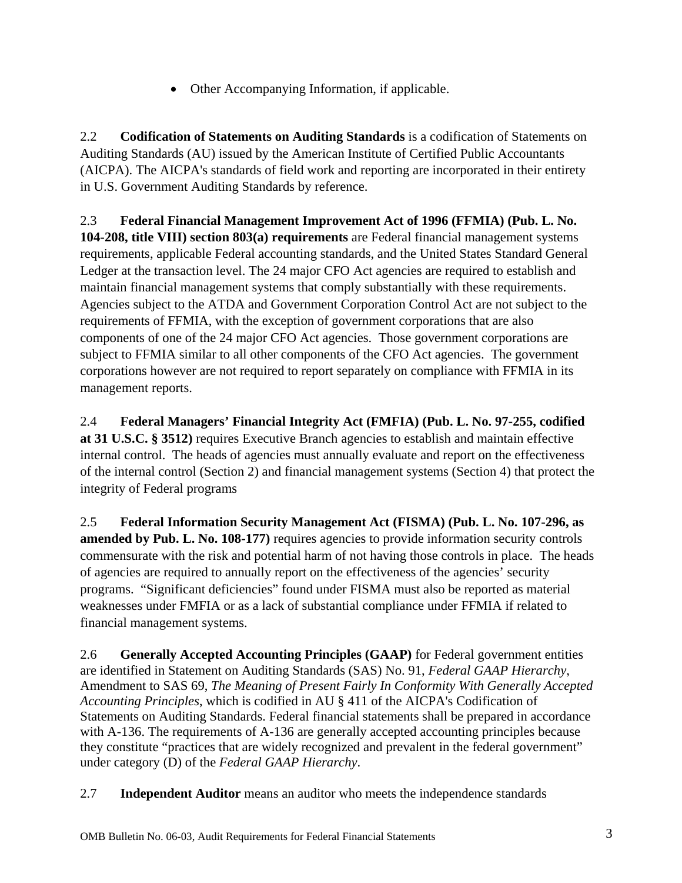- Other Accompanying Information, if applicable.

2.2 **Codification of Statements on Auditing Standards** is a codification of Statements on Auditing Standards (AU) issued by the American Institute of Certified Public Accountants (AICPA). The AICPA's standards of field work and reporting are incorporated in their entirety in U.S. Government Auditing Standards by reference.

2.3 **Federal Financial Management Improvement Act of 1996 (FFMIA) (Pub. L. No. 104-208, title VIII) section 803(a) requirements** are Federal financial management systems requirements, applicable Federal accounting standards, and the United States Standard General Ledger at the transaction level. The 24 major CFO Act agencies are required to establish and maintain financial management systems that comply substantially with these requirements. Agencies subject to the ATDA and Government Corporation Control Act are not subject to the requirements of FFMIA, with the exception of government corporations that are also components of one of the 24 major CFO Act agencies. Those government corporations are subject to FFMIA similar to all other components of the CFO Act agencies. The government corporations however are not required to report separately on compliance with FFMIA in its management reports.

2.4 **Federal Managers' Financial Integrity Act (FMFIA) (Pub. L. No. 97-255, codified at 31 U.S.C. § 3512)** requires Executive Branch agencies to establish and maintain effective internal control. The heads of agencies must annually evaluate and report on the effectiveness of the internal control (Section 2) and financial management systems (Section 4) that protect the integrity of Federal programs

2.5 **Federal Information Security Management Act (FISMA) (Pub. L. No. 107-296, as amended by Pub. L. No. 108-177)** requires agencies to provide information security controls commensurate with the risk and potential harm of not having those controls in place. The heads of agencies are required to annually report on the effectiveness of the agencies' security programs. "Significant deficiencies" found under FISMA must also be reported as material weaknesses under FMFIA or as a lack of substantial compliance under FFMIA if related to financial management systems.

2.6 **Generally Accepted Accounting Principles (GAAP)** for Federal government entities are identified in Statement on Auditing Standards (SAS) No. 91, *Federal GAAP Hierarchy*, Amendment to SAS 69, *The Meaning of Present Fairly In Conformity With Generally Accepted Accounting Principles*, which is codified in AU § 411 of the AICPA's Codification of Statements on Auditing Standards. Federal financial statements shall be prepared in accordance with A-136. The requirements of A-136 are generally accepted accounting principles because they constitute "practices that are widely recognized and prevalent in the federal government" under category (D) of the *Federal GAAP Hierarchy*.

2.7 **Independent Auditor** means an auditor who meets the independence standards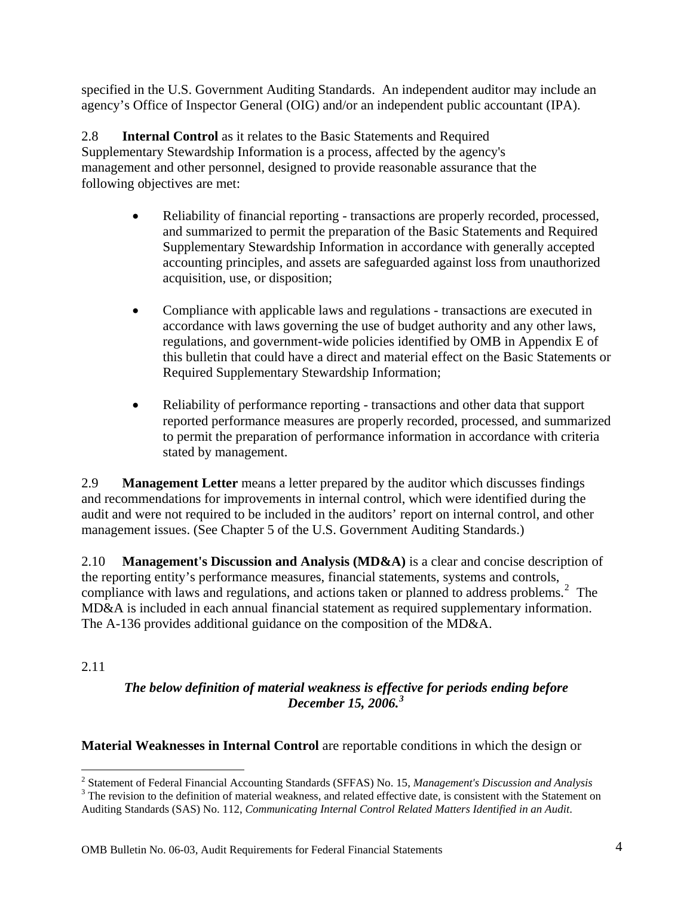specified in the U.S. Government Auditing Standards. An independent auditor may include an agency's Office of Inspector General (OIG) and/or an independent public accountant (IPA).

2.8 **Internal Control** as it relates to the Basic Statements and Required Supplementary Stewardship Information is a process, affected by the agency's management and other personnel, designed to provide reasonable assurance that the following objectives are met:

- Reliability of financial reporting - transactions are properly recorded, processed, and summarized to permit the preparation of the Basic Statements and Required Supplementary Stewardship Information in accordance with generally accepted accounting principles, and assets are safeguarded against loss from unauthorized acquisition, use, or disposition;

- Compliance with applicable laws and regulations - transactions are executed in accordance with laws governing the use of budget authority and any other laws, regulations, and government-wide policies identified by OMB in Appendix E of this bulletin that could have a direct and material effect on the Basic Statements or Required Supplementary Stewardship Information;

- Reliability of performance reporting - transactions and other data that support reported performance measures are properly recorded, processed, and summarized to permit the preparation of performance information in accordance with criteria stated by management.

2.9 **Management Letter** means a letter prepared by the auditor which discusses findings and recommendations for improvements in internal control, which were identified during the audit and were not required to be included in the auditors' report on internal control, and other management issues. (See Chapter 5 of the U.S. Government Auditing Standards.)

2.10 **Management's Discussion and Analysis (MD&A)** is a clear and concise description of the reporting entity's performance measures, financial statements, systems and controls, compliance with laws and regulations, and actions taken or planned to address problems.[2] The MD&A is included in each annual financial statement as required supplementary information. The A-136 provides additional guidance on the composition of the MD&A.

2.11

***The below definition of material weakness is effective for periods ending before December 15, 2006.[3]***

**Material Weaknesses in Internal Control** are reportable conditions in which the design or

---

[2] Statement of Federal Financial Accounting Standards (SFFAS) No. 15, *Management's Discussion and Analysis*

[3] The revision to the definition of material weakness, and related effective date, is consistent with the Statement on Auditing Standards (SAS) No. 112, *Communicating Internal Control Related Matters Identified in an Audit*.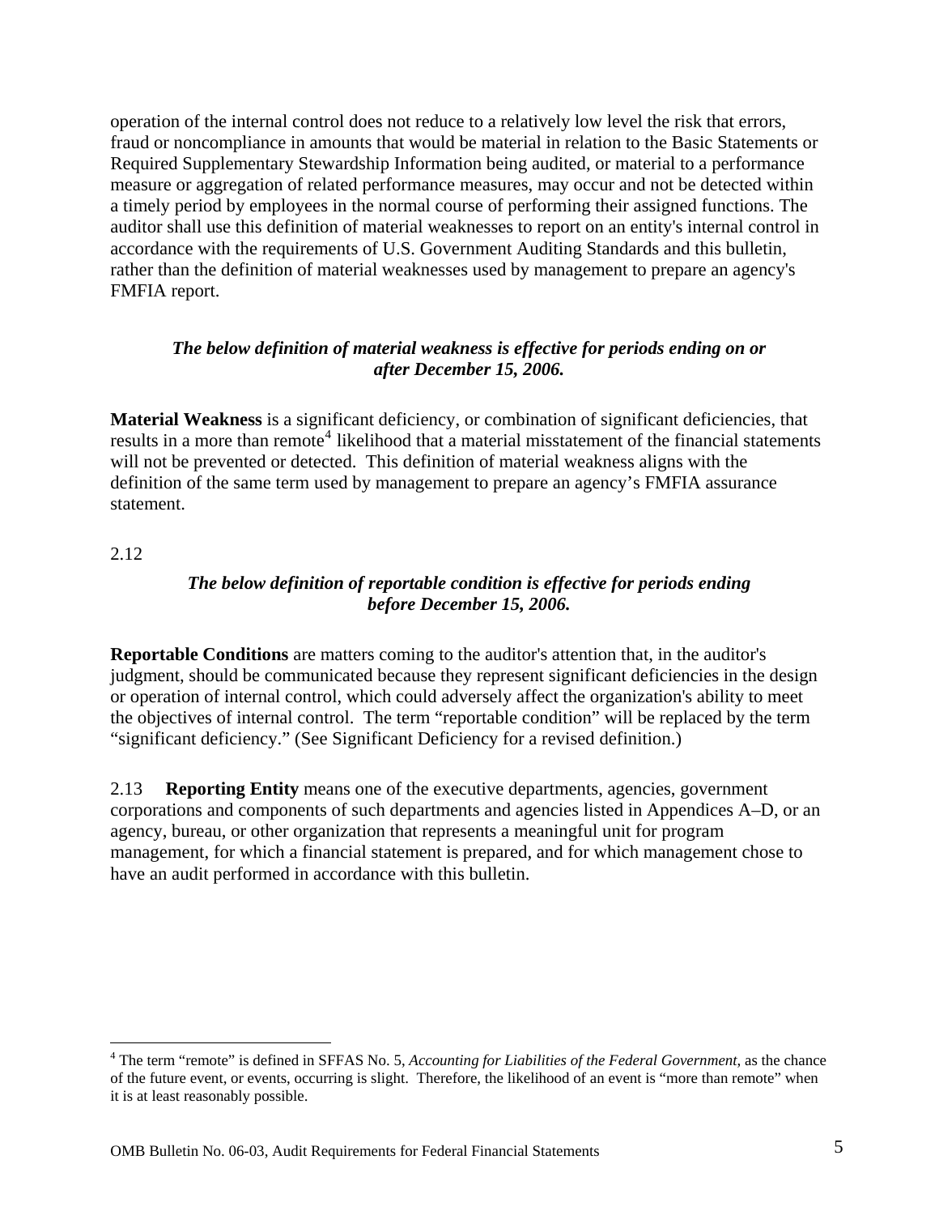operation of the internal control does not reduce to a relatively low level the risk that errors, fraud or noncompliance in amounts that would be material in relation to the Basic Statements or Required Supplementary Stewardship Information being audited, or material to a performance measure or aggregation of related performance measures, may occur and not be detected within a timely period by employees in the normal course of performing their assigned functions. The auditor shall use this definition of material weaknesses to report on an entity's internal control in accordance with the requirements of U.S. Government Auditing Standards and this bulletin, rather than the definition of material weaknesses used by management to prepare an agency's FMFIA report.

***The below definition of material weakness is effective for periods ending on or after December 15, 2006.***

**Material Weakness** is a significant deficiency, or combination of significant deficiencies, that results in a more than remote[4] likelihood that a material misstatement of the financial statements will not be prevented or detected. This definition of material weakness aligns with the definition of the same term used by management to prepare an agency's FMFIA assurance statement.

2.12

***The below definition of reportable condition is effective for periods ending before December 15, 2006.***

**Reportable Conditions** are matters coming to the auditor's attention that, in the auditor's judgment, should be communicated because they represent significant deficiencies in the design or operation of internal control, which could adversely affect the organization's ability to meet the objectives of internal control. The term "reportable condition" will be replaced by the term "significant deficiency." (See Significant Deficiency for a revised definition.)

2.13 **Reporting Entity** means one of the executive departments, agencies, government corporations and components of such departments and agencies listed in Appendices A–D, or an agency, bureau, or other organization that represents a meaningful unit for program management, for which a financial statement is prepared, and for which management chose to have an audit performed in accordance with this bulletin.

---

[4] The term "remote" is defined in SFFAS No. 5, *Accounting for Liabilities of the Federal Government*, as the chance of the future event, or events, occurring is slight. Therefore, the likelihood of an event is "more than remote" when it is at least reasonably possible.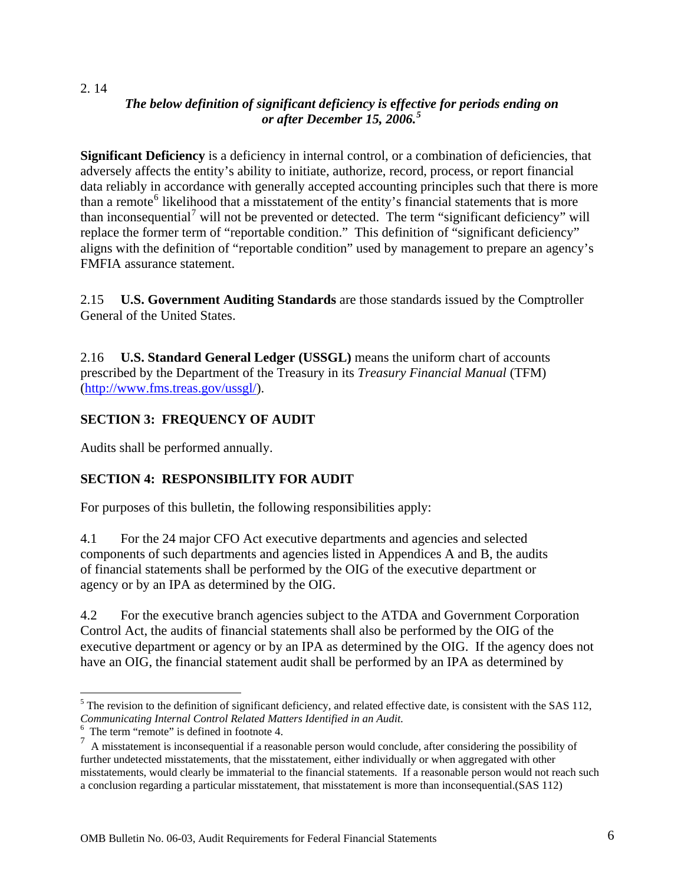2. 14

***The below definition of significant deficiency is effective for periods ending on or after December 15, 2006.[5]***

**Significant Deficiency** is a deficiency in internal control, or a combination of deficiencies, that adversely affects the entity's ability to initiate, authorize, record, process, or report financial data reliably in accordance with generally accepted accounting principles such that there is more than a remote[6] likelihood that a misstatement of the entity's financial statements that is more than inconsequential[7] will not be prevented or detected. The term "significant deficiency" will replace the former term of "reportable condition." This definition of "significant deficiency" aligns with the definition of "reportable condition" used by management to prepare an agency's FMFIA assurance statement.

2.15 **U.S. Government Auditing Standards** are those standards issued by the Comptroller General of the United States.

2.16 **U.S. Standard General Ledger (USSGL)** means the uniform chart of accounts prescribed by the Department of the Treasury in its *Treasury Financial Manual* (TFM) (http://www.fms.treas.gov/ussgl/).

## SECTION 3: FREQUENCY OF AUDIT

Audits shall be performed annually.

## SECTION 4: RESPONSIBILITY FOR AUDIT

For purposes of this bulletin, the following responsibilities apply:

4.1 For the 24 major CFO Act executive departments and agencies and selected components of such departments and agencies listed in Appendices A and B, the audits of financial statements shall be performed by the OIG of the executive department or agency or by an IPA as determined by the OIG.

4.2 For the executive branch agencies subject to the ATDA and Government Corporation Control Act, the audits of financial statements shall also be performed by the OIG of the executive department or agency or by an IPA as determined by the OIG. If the agency does not have an OIG, the financial statement audit shall be performed by an IPA as determined by

---

[5] The revision to the definition of significant deficiency, and related effective date, is consistent with the SAS 112, *Communicating Internal Control Related Matters Identified in an Audit*.

[6] The term "remote" is defined in footnote 4.

[7] A misstatement is inconsequential if a reasonable person would conclude, after considering the possibility of further undetected misstatements, that the misstatement, either individually or when aggregated with other misstatements, would clearly be immaterial to the financial statements. If a reasonable person would not reach such a conclusion regarding a particular misstatement, that misstatement is more than inconsequential.(SAS 112)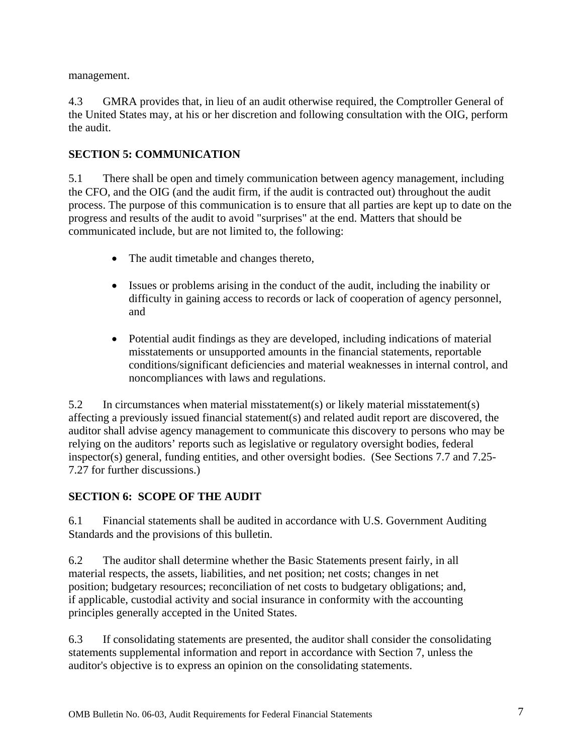management.

4.3 GMRA provides that, in lieu of an audit otherwise required, the Comptroller General of the United States may, at his or her discretion and following consultation with the OIG, perform the audit.

## SECTION 5: COMMUNICATION

5.1 There shall be open and timely communication between agency management, including the CFO, and the OIG (and the audit firm, if the audit is contracted out) throughout the audit process. The purpose of this communication is to ensure that all parties are kept up to date on the progress and results of the audit to avoid "surprises" at the end. Matters that should be communicated include, but are not limited to, the following:

- The audit timetable and changes thereto,
- Issues or problems arising in the conduct of the audit, including the inability or difficulty in gaining access to records or lack of cooperation of agency personnel, and
- Potential audit findings as they are developed, including indications of material misstatements or unsupported amounts in the financial statements, reportable conditions/significant deficiencies and material weaknesses in internal control, and noncompliances with laws and regulations.

5.2 In circumstances when material misstatement(s) or likely material misstatement(s) affecting a previously issued financial statement(s) and related audit report are discovered, the auditor shall advise agency management to communicate this discovery to persons who may be relying on the auditors' reports such as legislative or regulatory oversight bodies, federal inspector(s) general, funding entities, and other oversight bodies. (See Sections 7.7 and 7.25-7.27 for further discussions.)

## SECTION 6: SCOPE OF THE AUDIT

6.1 Financial statements shall be audited in accordance with U.S. Government Auditing Standards and the provisions of this bulletin.

6.2 The auditor shall determine whether the Basic Statements present fairly, in all material respects, the assets, liabilities, and net position; net costs; changes in net position; budgetary resources; reconciliation of net costs to budgetary obligations; and, if applicable, custodial activity and social insurance in conformity with the accounting principles generally accepted in the United States.

6.3 If consolidating statements are presented, the auditor shall consider the consolidating statements supplemental information and report in accordance with Section 7, unless the auditor's objective is to express an opinion on the consolidating statements.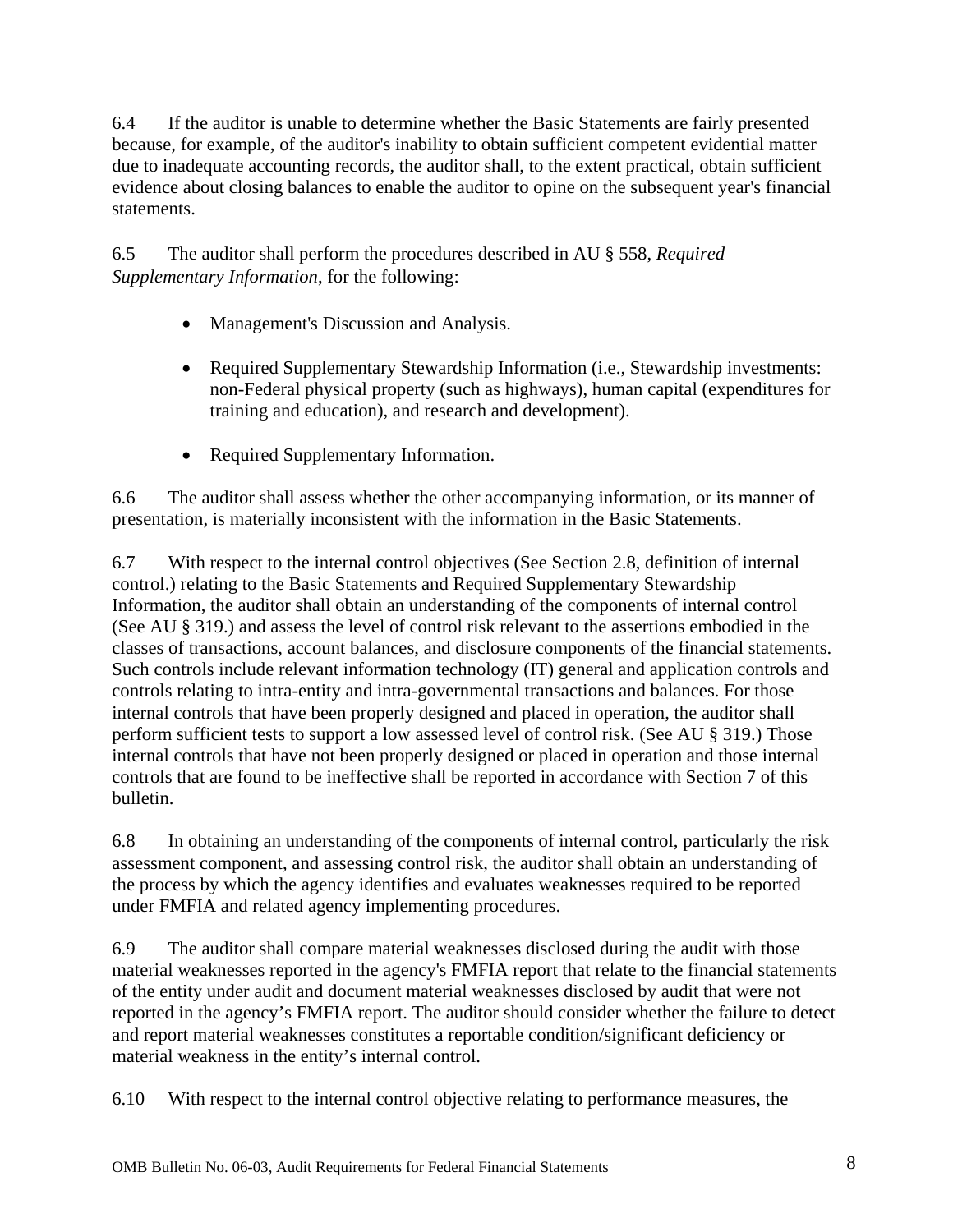6.4 If the auditor is unable to determine whether the Basic Statements are fairly presented because, for example, of the auditor's inability to obtain sufficient competent evidential matter due to inadequate accounting records, the auditor shall, to the extent practical, obtain sufficient evidence about closing balances to enable the auditor to opine on the subsequent year's financial statements.

6.5 The auditor shall perform the procedures described in AU § 558, *Required Supplementary Information*, for the following:

- Management's Discussion and Analysis.
- Required Supplementary Stewardship Information (i.e., Stewardship investments: non-Federal physical property (such as highways), human capital (expenditures for training and education), and research and development).
- Required Supplementary Information.

6.6 The auditor shall assess whether the other accompanying information, or its manner of presentation, is materially inconsistent with the information in the Basic Statements.

6.7 With respect to the internal control objectives (See Section 2.8, definition of internal control.) relating to the Basic Statements and Required Supplementary Stewardship Information, the auditor shall obtain an understanding of the components of internal control (See AU § 319.) and assess the level of control risk relevant to the assertions embodied in the classes of transactions, account balances, and disclosure components of the financial statements. Such controls include relevant information technology (IT) general and application controls and controls relating to intra-entity and intra-governmental transactions and balances. For those internal controls that have been properly designed and placed in operation, the auditor shall perform sufficient tests to support a low assessed level of control risk. (See AU § 319.) Those internal controls that have not been properly designed or placed in operation and those internal controls that are found to be ineffective shall be reported in accordance with Section 7 of this bulletin.

6.8 In obtaining an understanding of the components of internal control, particularly the risk assessment component, and assessing control risk, the auditor shall obtain an understanding of the process by which the agency identifies and evaluates weaknesses required to be reported under FMFIA and related agency implementing procedures.

6.9 The auditor shall compare material weaknesses disclosed during the audit with those material weaknesses reported in the agency's FMFIA report that relate to the financial statements of the entity under audit and document material weaknesses disclosed by audit that were not reported in the agency's FMFIA report. The auditor should consider whether the failure to detect and report material weaknesses constitutes a reportable condition/significant deficiency or material weakness in the entity's internal control.

6.10 With respect to the internal control objective relating to performance measures, the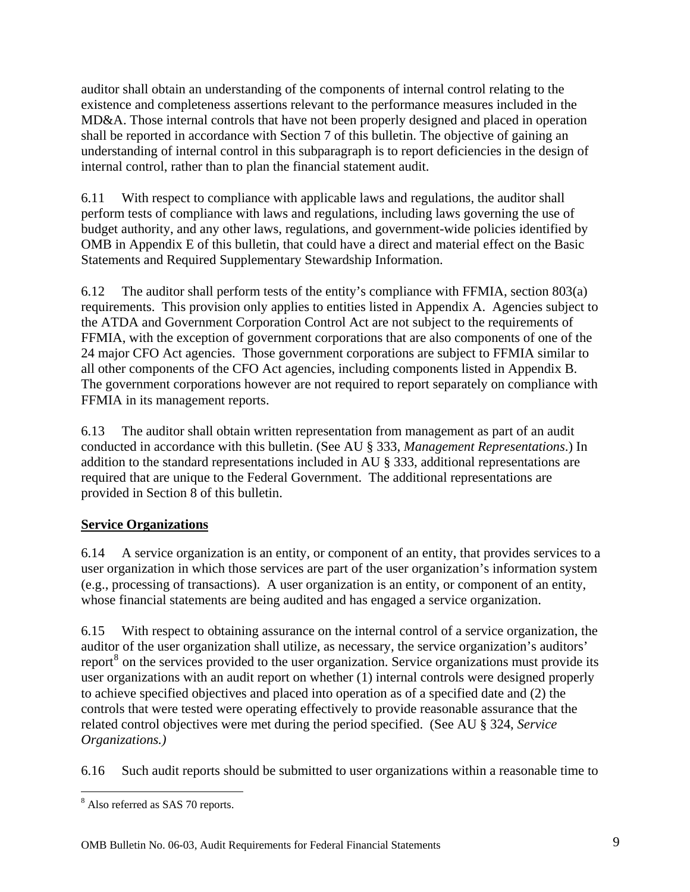auditor shall obtain an understanding of the components of internal control relating to the existence and completeness assertions relevant to the performance measures included in the MD&A. Those internal controls that have not been properly designed and placed in operation shall be reported in accordance with Section 7 of this bulletin. The objective of gaining an understanding of internal control in this subparagraph is to report deficiencies in the design of internal control, rather than to plan the financial statement audit.

6.11 With respect to compliance with applicable laws and regulations, the auditor shall perform tests of compliance with laws and regulations, including laws governing the use of budget authority, and any other laws, regulations, and government-wide policies identified by OMB in Appendix E of this bulletin, that could have a direct and material effect on the Basic Statements and Required Supplementary Stewardship Information.

6.12 The auditor shall perform tests of the entity's compliance with FFMIA, section 803(a) requirements. This provision only applies to entities listed in Appendix A. Agencies subject to the ATDA and Government Corporation Control Act are not subject to the requirements of FFMIA, with the exception of government corporations that are also components of one of the 24 major CFO Act agencies. Those government corporations are subject to FFMIA similar to all other components of the CFO Act agencies, including components listed in Appendix B. The government corporations however are not required to report separately on compliance with FFMIA in its management reports.

6.13 The auditor shall obtain written representation from management as part of an audit conducted in accordance with this bulletin. (See AU § 333, *Management Representations*.) In addition to the standard representations included in AU § 333, additional representations are required that are unique to the Federal Government. The additional representations are provided in Section 8 of this bulletin.

**Service Organizations**

6.14 A service organization is an entity, or component of an entity, that provides services to a user organization in which those services are part of the user organization's information system (e.g., processing of transactions). A user organization is an entity, or component of an entity, whose financial statements are being audited and has engaged a service organization.

6.15 With respect to obtaining assurance on the internal control of a service organization, the auditor of the user organization shall utilize, as necessary, the service organization's auditors' report[8] on the services provided to the user organization. Service organizations must provide its user organizations with an audit report on whether (1) internal controls were designed properly to achieve specified objectives and placed into operation as of a specified date and (2) the controls that were tested were operating effectively to provide reasonable assurance that the related control objectives were met during the period specified. (See AU § 324, *Service Organizations.)*

6.16 Such audit reports should be submitted to user organizations within a reasonable time to

[8] Also referred as SAS 70 reports.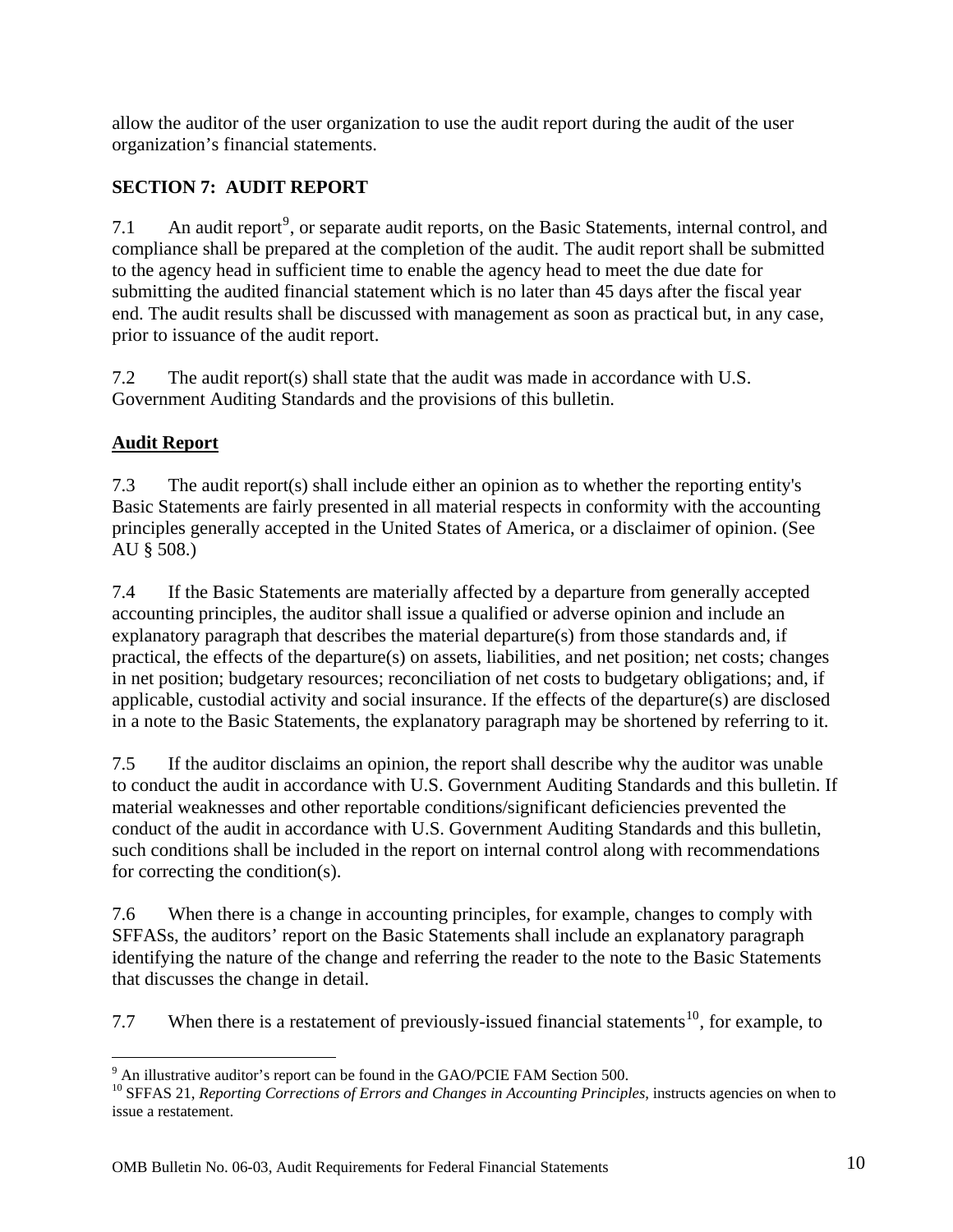allow the auditor of the user organization to use the audit report during the audit of the user organization's financial statements.

## SECTION 7: AUDIT REPORT

7.1 An audit report[9], or separate audit reports, on the Basic Statements, internal control, and compliance shall be prepared at the completion of the audit. The audit report shall be submitted to the agency head in sufficient time to enable the agency head to meet the due date for submitting the audited financial statement which is no later than 45 days after the fiscal year end. The audit results shall be discussed with management as soon as practical but, in any case, prior to issuance of the audit report.

7.2 The audit report(s) shall state that the audit was made in accordance with U.S. Government Auditing Standards and the provisions of this bulletin.

### Audit Report

7.3 The audit report(s) shall include either an opinion as to whether the reporting entity's Basic Statements are fairly presented in all material respects in conformity with the accounting principles generally accepted in the United States of America, or a disclaimer of opinion. (See AU § 508.)

7.4 If the Basic Statements are materially affected by a departure from generally accepted accounting principles, the auditor shall issue a qualified or adverse opinion and include an explanatory paragraph that describes the material departure(s) from those standards and, if practical, the effects of the departure(s) on assets, liabilities, and net position; net costs; changes in net position; budgetary resources; reconciliation of net costs to budgetary obligations; and, if applicable, custodial activity and social insurance. If the effects of the departure(s) are disclosed in a note to the Basic Statements, the explanatory paragraph may be shortened by referring to it.

7.5 If the auditor disclaims an opinion, the report shall describe why the auditor was unable to conduct the audit in accordance with U.S. Government Auditing Standards and this bulletin. If material weaknesses and other reportable conditions/significant deficiencies prevented the conduct of the audit in accordance with U.S. Government Auditing Standards and this bulletin, such conditions shall be included in the report on internal control along with recommendations for correcting the condition(s).

7.6 When there is a change in accounting principles, for example, changes to comply with SFFASs, the auditors' report on the Basic Statements shall include an explanatory paragraph identifying the nature of the change and referring the reader to the note to the Basic Statements that discusses the change in detail.

7.7 When there is a restatement of previously-issued financial statements[10], for example, to

---

[9] An illustrative auditor's report can be found in the GAO/PCIE FAM Section 500.

[10] SFFAS 21, *Reporting Corrections of Errors and Changes in Accounting Principles*, instructs agencies on when to issue a restatement.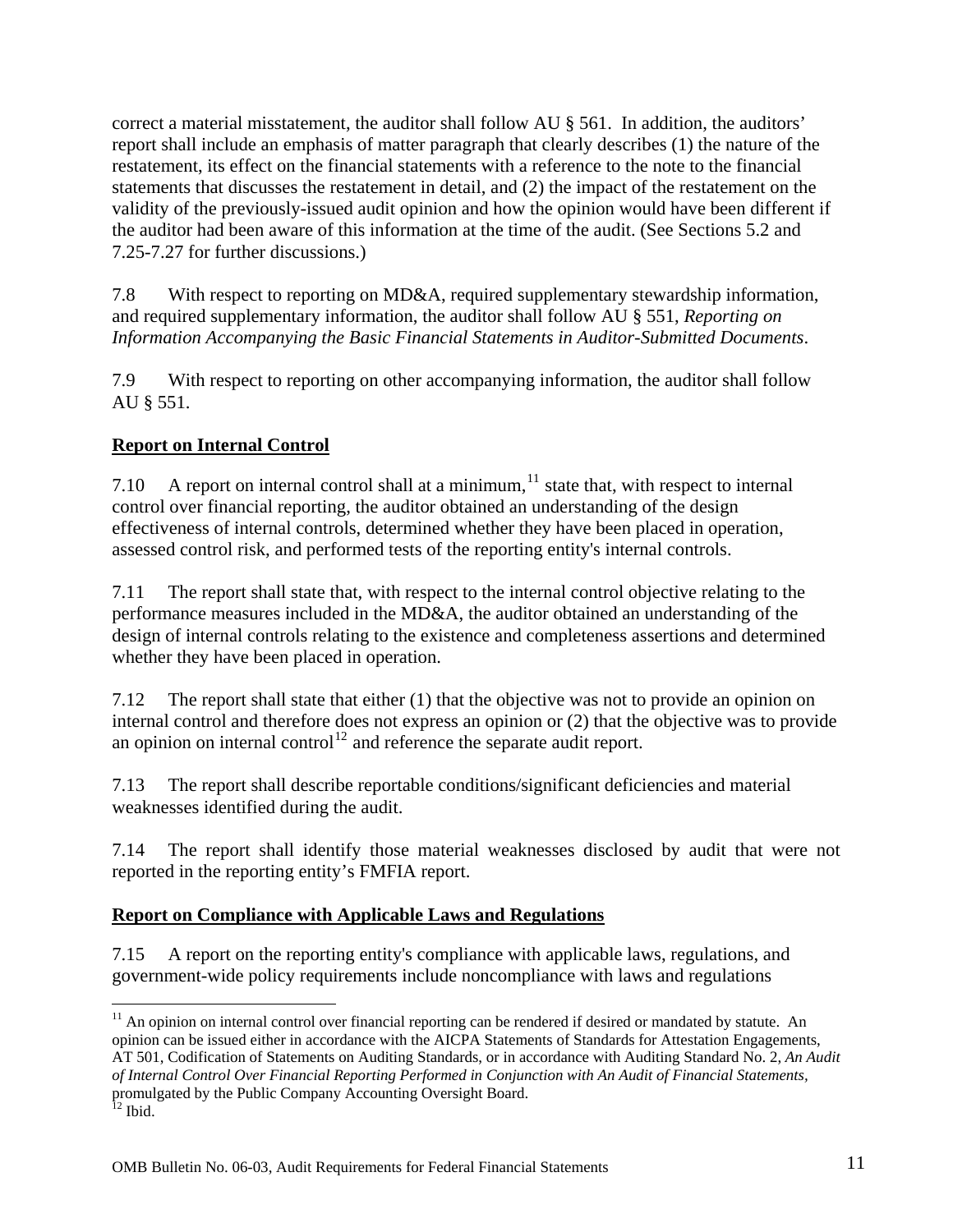correct a material misstatement, the auditor shall follow AU § 561. In addition, the auditors' report shall include an emphasis of matter paragraph that clearly describes (1) the nature of the restatement, its effect on the financial statements with a reference to the note to the financial statements that discusses the restatement in detail, and (2) the impact of the restatement on the validity of the previously-issued audit opinion and how the opinion would have been different if the auditor had been aware of this information at the time of the audit. (See Sections 5.2 and 7.25-7.27 for further discussions.)

7.8 With respect to reporting on MD&A, required supplementary stewardship information, and required supplementary information, the auditor shall follow AU § 551, *Reporting on Information Accompanying the Basic Financial Statements in Auditor-Submitted Documents*.

7.9 With respect to reporting on other accompanying information, the auditor shall follow AU § 551.

**Report on Internal Control**

7.10 A report on internal control shall at a minimum,[11] state that, with respect to internal control over financial reporting, the auditor obtained an understanding of the design effectiveness of internal controls, determined whether they have been placed in operation, assessed control risk, and performed tests of the reporting entity's internal controls.

7.11 The report shall state that, with respect to the internal control objective relating to the performance measures included in the MD&A, the auditor obtained an understanding of the design of internal controls relating to the existence and completeness assertions and determined whether they have been placed in operation.

7.12 The report shall state that either (1) that the objective was not to provide an opinion on internal control and therefore does not express an opinion or (2) that the objective was to provide an opinion on internal control[12] and reference the separate audit report.

7.13 The report shall describe reportable conditions/significant deficiencies and material weaknesses identified during the audit.

7.14 The report shall identify those material weaknesses disclosed by audit that were not reported in the reporting entity's FMFIA report.

**Report on Compliance with Applicable Laws and Regulations**

7.15 A report on the reporting entity's compliance with applicable laws, regulations, and government-wide policy requirements include noncompliance with laws and regulations

---

[11] An opinion on internal control over financial reporting can be rendered if desired or mandated by statute. An opinion can be issued either in accordance with the AICPA Statements of Standards for Attestation Engagements, AT 501, Codification of Statements on Auditing Standards, or in accordance with Auditing Standard No. 2, *An Audit of Internal Control Over Financial Reporting Performed in Conjunction with An Audit of Financial Statements*, promulgated by the Public Company Accounting Oversight Board.

[12] Ibid.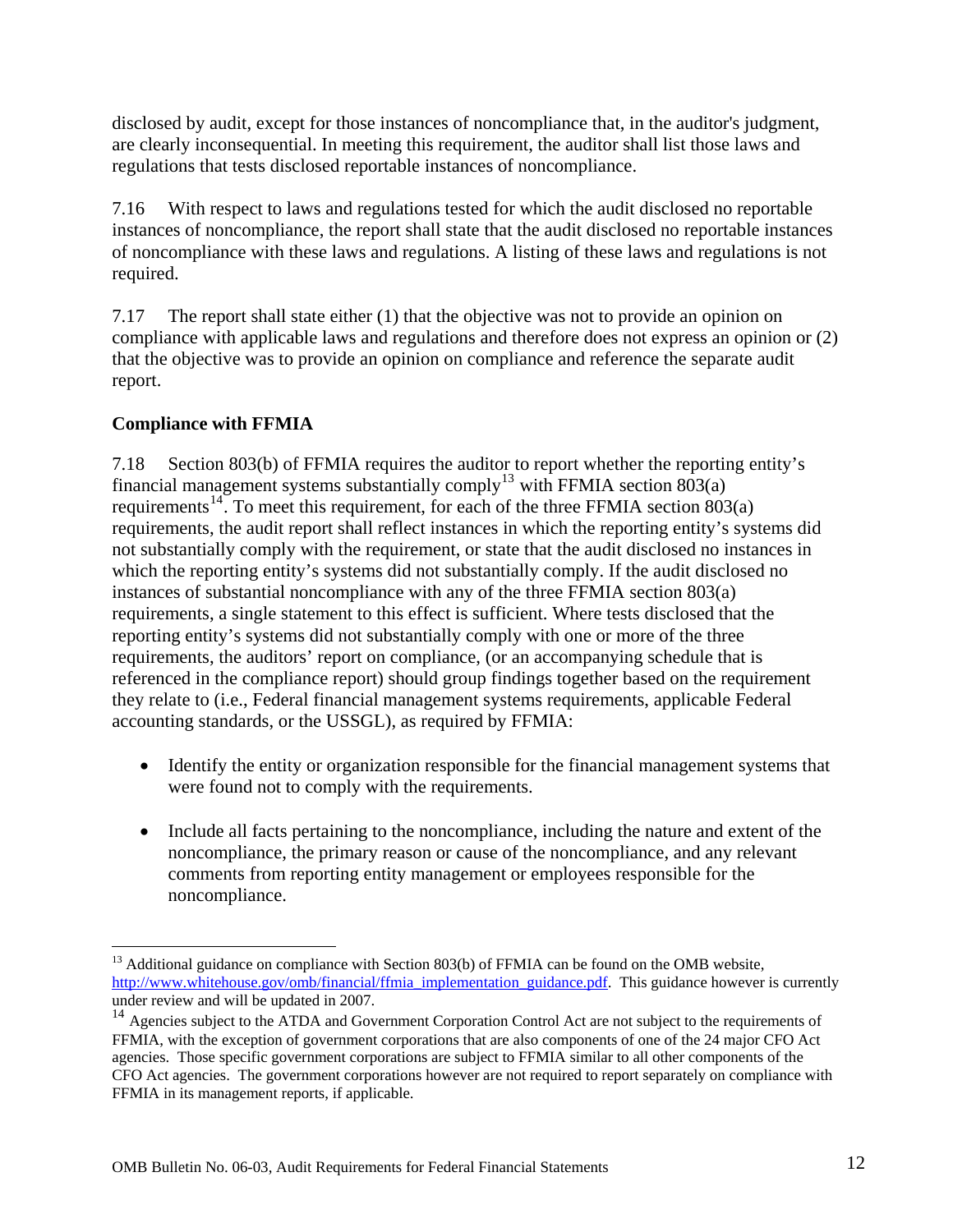disclosed by audit, except for those instances of noncompliance that, in the auditor's judgment, are clearly inconsequential. In meeting this requirement, the auditor shall list those laws and regulations that tests disclosed reportable instances of noncompliance.

7.16 With respect to laws and regulations tested for which the audit disclosed no reportable instances of noncompliance, the report shall state that the audit disclosed no reportable instances of noncompliance with these laws and regulations. A listing of these laws and regulations is not required.

7.17 The report shall state either (1) that the objective was not to provide an opinion on compliance with applicable laws and regulations and therefore does not express an opinion or (2) that the objective was to provide an opinion on compliance and reference the separate audit report.

**Compliance with FFMIA**

7.18 Section 803(b) of FFMIA requires the auditor to report whether the reporting entity's financial management systems substantially comply[13] with FFMIA section 803(a) requirements[14]. To meet this requirement, for each of the three FFMIA section 803(a) requirements, the audit report shall reflect instances in which the reporting entity's systems did not substantially comply with the requirement, or state that the audit disclosed no instances in which the reporting entity's systems did not substantially comply. If the audit disclosed no instances of substantial noncompliance with any of the three FFMIA section 803(a) requirements, a single statement to this effect is sufficient. Where tests disclosed that the reporting entity's systems did not substantially comply with one or more of the three requirements, the auditors' report on compliance, (or an accompanying schedule that is referenced in the compliance report) should group findings together based on the requirement they relate to (i.e., Federal financial management systems requirements, applicable Federal accounting standards, or the USSGL), as required by FFMIA:

- Identify the entity or organization responsible for the financial management systems that were found not to comply with the requirements.
- Include all facts pertaining to the noncompliance, including the nature and extent of the noncompliance, the primary reason or cause of the noncompliance, and any relevant comments from reporting entity management or employees responsible for the noncompliance.

---

[13] Additional guidance on compliance with Section 803(b) of FFMIA can be found on the OMB website, http://www.whitehouse.gov/omb/financial/ffmia_implementation_guidance.pdf. This guidance however is currently under review and will be updated in 2007.

[14] Agencies subject to the ATDA and Government Corporation Control Act are not subject to the requirements of FFMIA, with the exception of government corporations that are also components of one of the 24 major CFO Act agencies. Those specific government corporations are subject to FFMIA similar to all other components of the CFO Act agencies. The government corporations however are not required to report separately on compliance with FFMIA in its management reports, if applicable.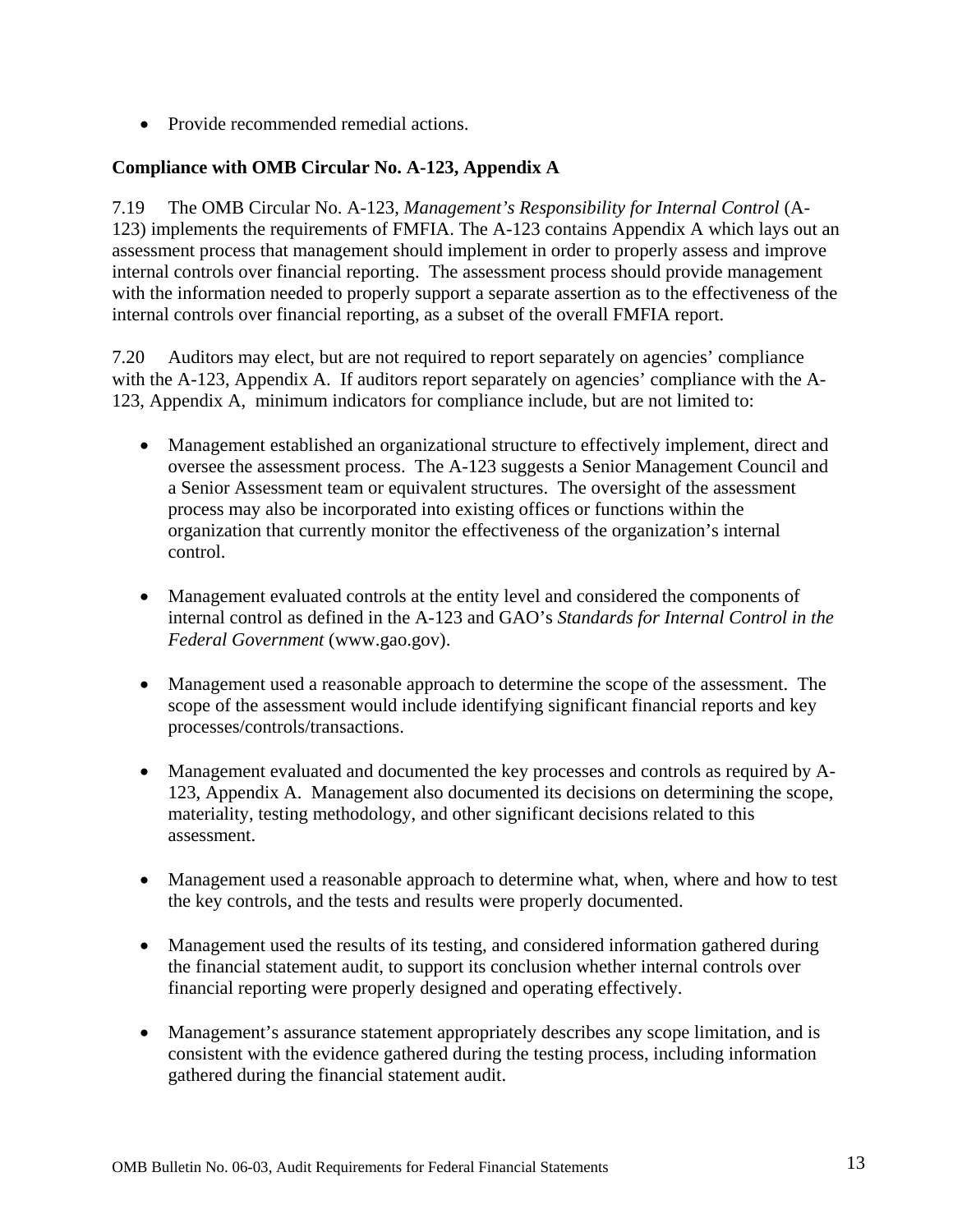- Provide recommended remedial actions.

**Compliance with OMB Circular No. A-123, Appendix A**

7.19 The OMB Circular No. A-123, *Management's Responsibility for Internal Control* (A-123) implements the requirements of FMFIA. The A-123 contains Appendix A which lays out an assessment process that management should implement in order to properly assess and improve internal controls over financial reporting. The assessment process should provide management with the information needed to properly support a separate assertion as to the effectiveness of the internal controls over financial reporting, as a subset of the overall FMFIA report.

7.20 Auditors may elect, but are not required to report separately on agencies' compliance with the A-123, Appendix A. If auditors report separately on agencies' compliance with the A-123, Appendix A, minimum indicators for compliance include, but are not limited to:

- Management established an organizational structure to effectively implement, direct and oversee the assessment process. The A-123 suggests a Senior Management Council and a Senior Assessment team or equivalent structures. The oversight of the assessment process may also be incorporated into existing offices or functions within the organization that currently monitor the effectiveness of the organization's internal control.

- Management evaluated controls at the entity level and considered the components of internal control as defined in the A-123 and GAO's *Standards for Internal Control in the Federal Government* (www.gao.gov).

- Management used a reasonable approach to determine the scope of the assessment. The scope of the assessment would include identifying significant financial reports and key processes/controls/transactions.

- Management evaluated and documented the key processes and controls as required by A-123, Appendix A. Management also documented its decisions on determining the scope, materiality, testing methodology, and other significant decisions related to this assessment.

- Management used a reasonable approach to determine what, when, where and how to test the key controls, and the tests and results were properly documented.

- Management used the results of its testing, and considered information gathered during the financial statement audit, to support its conclusion whether internal controls over financial reporting were properly designed and operating effectively.

- Management's assurance statement appropriately describes any scope limitation, and is consistent with the evidence gathered during the testing process, including information gathered during the financial statement audit.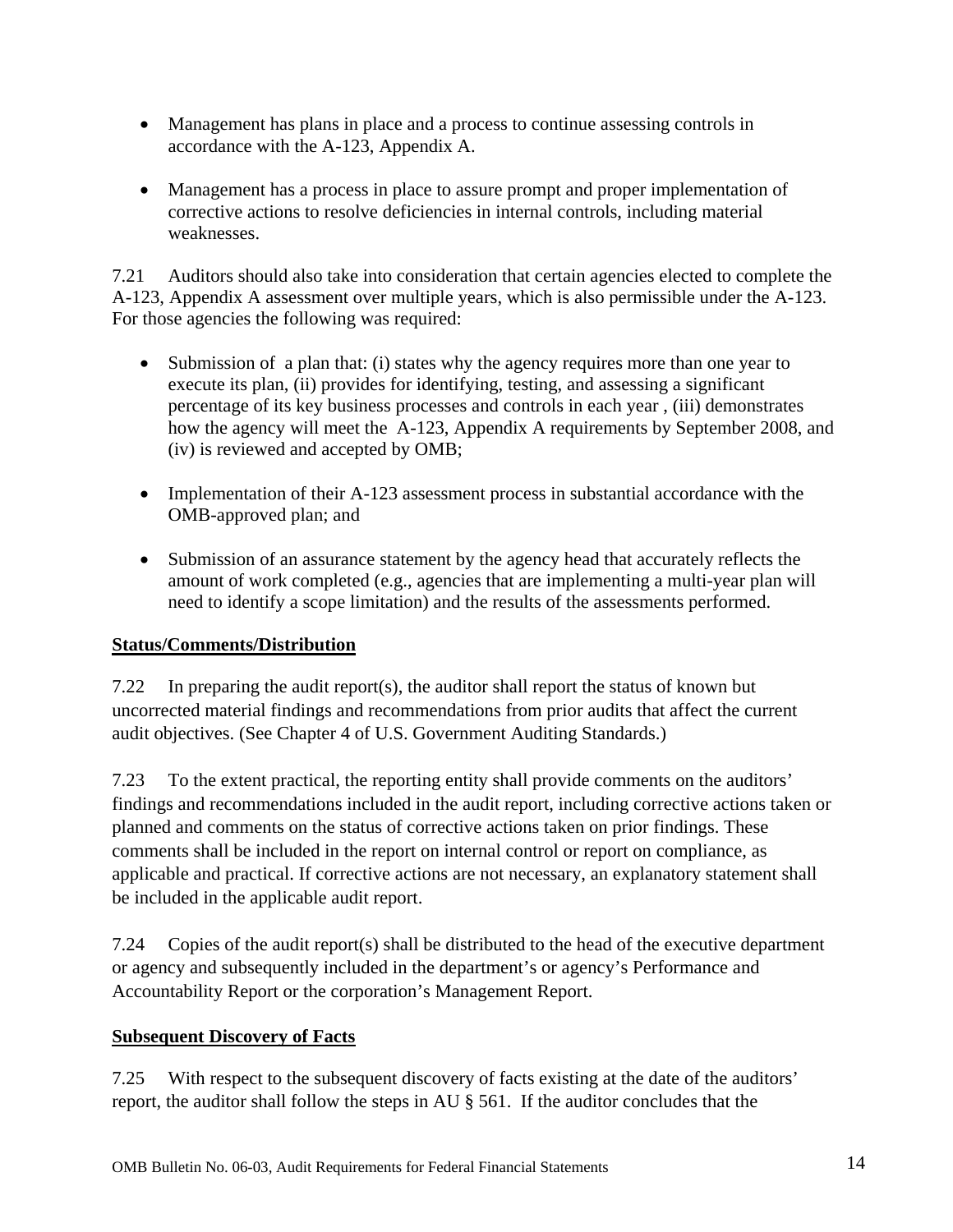- Management has plans in place and a process to continue assessing controls in accordance with the A-123, Appendix A.

- Management has a process in place to assure prompt and proper implementation of corrective actions to resolve deficiencies in internal controls, including material weaknesses.

7.21 Auditors should also take into consideration that certain agencies elected to complete the A-123, Appendix A assessment over multiple years, which is also permissible under the A-123. For those agencies the following was required:

- Submission of a plan that: (i) states why the agency requires more than one year to execute its plan, (ii) provides for identifying, testing, and assessing a significant percentage of its key business processes and controls in each year , (iii) demonstrates how the agency will meet the A-123, Appendix A requirements by September 2008, and (iv) is reviewed and accepted by OMB;

- Implementation of their A-123 assessment process in substantial accordance with the OMB-approved plan; and

- Submission of an assurance statement by the agency head that accurately reflects the amount of work completed (e.g., agencies that are implementing a multi-year plan will need to identify a scope limitation) and the results of the assessments performed.

**Status/Comments/Distribution**

7.22 In preparing the audit report(s), the auditor shall report the status of known but uncorrected material findings and recommendations from prior audits that affect the current audit objectives. (See Chapter 4 of U.S. Government Auditing Standards.)

7.23 To the extent practical, the reporting entity shall provide comments on the auditors' findings and recommendations included in the audit report, including corrective actions taken or planned and comments on the status of corrective actions taken on prior findings. These comments shall be included in the report on internal control or report on compliance, as applicable and practical. If corrective actions are not necessary, an explanatory statement shall be included in the applicable audit report.

7.24 Copies of the audit report(s) shall be distributed to the head of the executive department or agency and subsequently included in the department's or agency's Performance and Accountability Report or the corporation's Management Report.

**Subsequent Discovery of Facts**

7.25 With respect to the subsequent discovery of facts existing at the date of the auditors' report, the auditor shall follow the steps in AU § 561. If the auditor concludes that the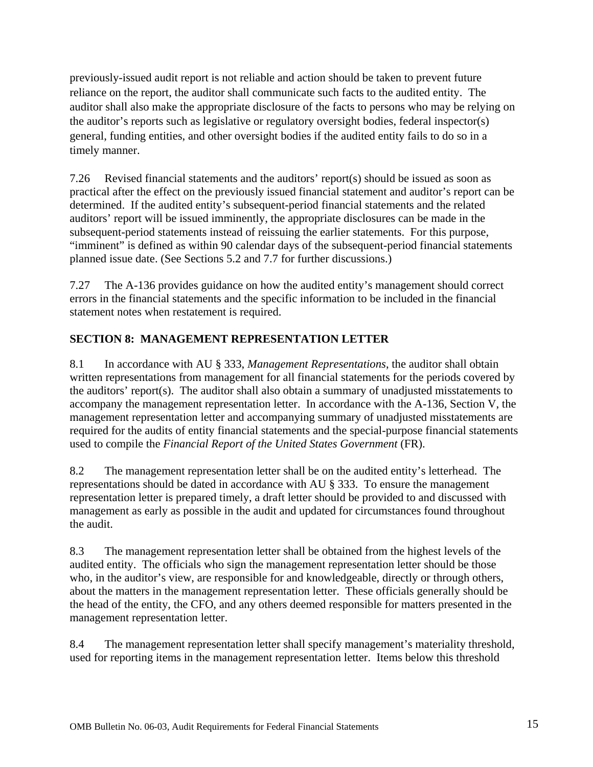previously-issued audit report is not reliable and action should be taken to prevent future reliance on the report, the auditor shall communicate such facts to the audited entity. The auditor shall also make the appropriate disclosure of the facts to persons who may be relying on the auditor's reports such as legislative or regulatory oversight bodies, federal inspector(s) general, funding entities, and other oversight bodies if the audited entity fails to do so in a timely manner.

7.26 Revised financial statements and the auditors' report(s) should be issued as soon as practical after the effect on the previously issued financial statement and auditor's report can be determined. If the audited entity's subsequent-period financial statements and the related auditors' report will be issued imminently, the appropriate disclosures can be made in the subsequent-period statements instead of reissuing the earlier statements. For this purpose, "imminent" is defined as within 90 calendar days of the subsequent-period financial statements planned issue date. (See Sections 5.2 and 7.7 for further discussions.)

7.27 The A-136 provides guidance on how the audited entity's management should correct errors in the financial statements and the specific information to be included in the financial statement notes when restatement is required.

## SECTION 8: MANAGEMENT REPRESENTATION LETTER

8.1 In accordance with AU § 333, *Management Representations*, the auditor shall obtain written representations from management for all financial statements for the periods covered by the auditors' report(s). The auditor shall also obtain a summary of unadjusted misstatements to accompany the management representation letter. In accordance with the A-136, Section V, the management representation letter and accompanying summary of unadjusted misstatements are required for the audits of entity financial statements and the special-purpose financial statements used to compile the *Financial Report of the United States Government* (FR).

8.2 The management representation letter shall be on the audited entity's letterhead. The representations should be dated in accordance with AU § 333. To ensure the management representation letter is prepared timely, a draft letter should be provided to and discussed with management as early as possible in the audit and updated for circumstances found throughout the audit.

8.3 The management representation letter shall be obtained from the highest levels of the audited entity. The officials who sign the management representation letter should be those who, in the auditor's view, are responsible for and knowledgeable, directly or through others, about the matters in the management representation letter. These officials generally should be the head of the entity, the CFO, and any others deemed responsible for matters presented in the management representation letter.

8.4 The management representation letter shall specify management's materiality threshold, used for reporting items in the management representation letter. Items below this threshold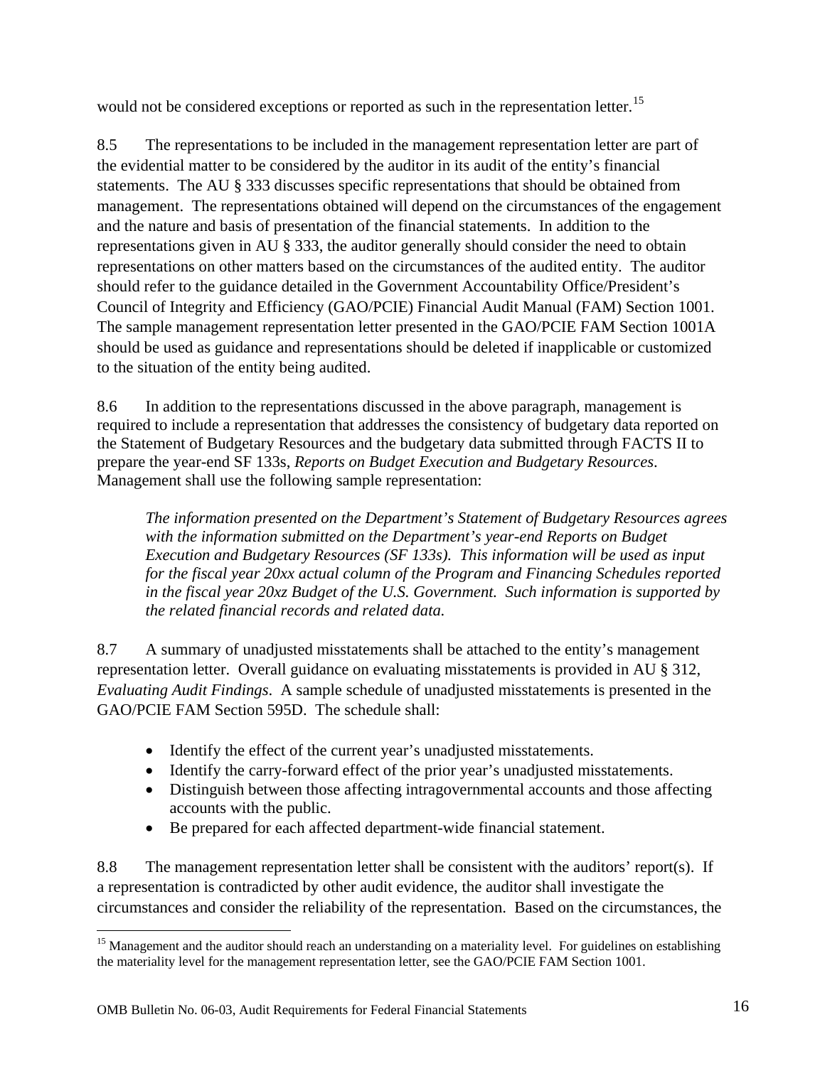would not be considered exceptions or reported as such in the representation letter.[15]

8.5 The representations to be included in the management representation letter are part of the evidential matter to be considered by the auditor in its audit of the entity's financial statements. The AU § 333 discusses specific representations that should be obtained from management. The representations obtained will depend on the circumstances of the engagement and the nature and basis of presentation of the financial statements. In addition to the representations given in AU § 333, the auditor generally should consider the need to obtain representations on other matters based on the circumstances of the audited entity. The auditor should refer to the guidance detailed in the Government Accountability Office/President's Council of Integrity and Efficiency (GAO/PCIE) Financial Audit Manual (FAM) Section 1001. The sample management representation letter presented in the GAO/PCIE FAM Section 1001A should be used as guidance and representations should be deleted if inapplicable or customized to the situation of the entity being audited.

8.6 In addition to the representations discussed in the above paragraph, management is required to include a representation that addresses the consistency of budgetary data reported on the Statement of Budgetary Resources and the budgetary data submitted through FACTS II to prepare the year-end SF 133s, *Reports on Budget Execution and Budgetary Resources*. Management shall use the following sample representation:

> *The information presented on the Department's Statement of Budgetary Resources agrees with the information submitted on the Department's year-end Reports on Budget Execution and Budgetary Resources (SF 133s). This information will be used as input for the fiscal year 20xx actual column of the Program and Financing Schedules reported in the fiscal year 20xz Budget of the U.S. Government. Such information is supported by the related financial records and related data.*

8.7 A summary of unadjusted misstatements shall be attached to the entity's management representation letter. Overall guidance on evaluating misstatements is provided in AU § 312, *Evaluating Audit Findings*. A sample schedule of unadjusted misstatements is presented in the GAO/PCIE FAM Section 595D. The schedule shall:

- Identify the effect of the current year's unadjusted misstatements.
- Identify the carry-forward effect of the prior year's unadjusted misstatements.
- Distinguish between those affecting intragovernmental accounts and those affecting accounts with the public.
- Be prepared for each affected department-wide financial statement.

8.8 The management representation letter shall be consistent with the auditors' report(s). If a representation is contradicted by other audit evidence, the auditor shall investigate the circumstances and consider the reliability of the representation. Based on the circumstances, the

[15] Management and the auditor should reach an understanding on a materiality level. For guidelines on establishing the materiality level for the management representation letter, see the GAO/PCIE FAM Section 1001.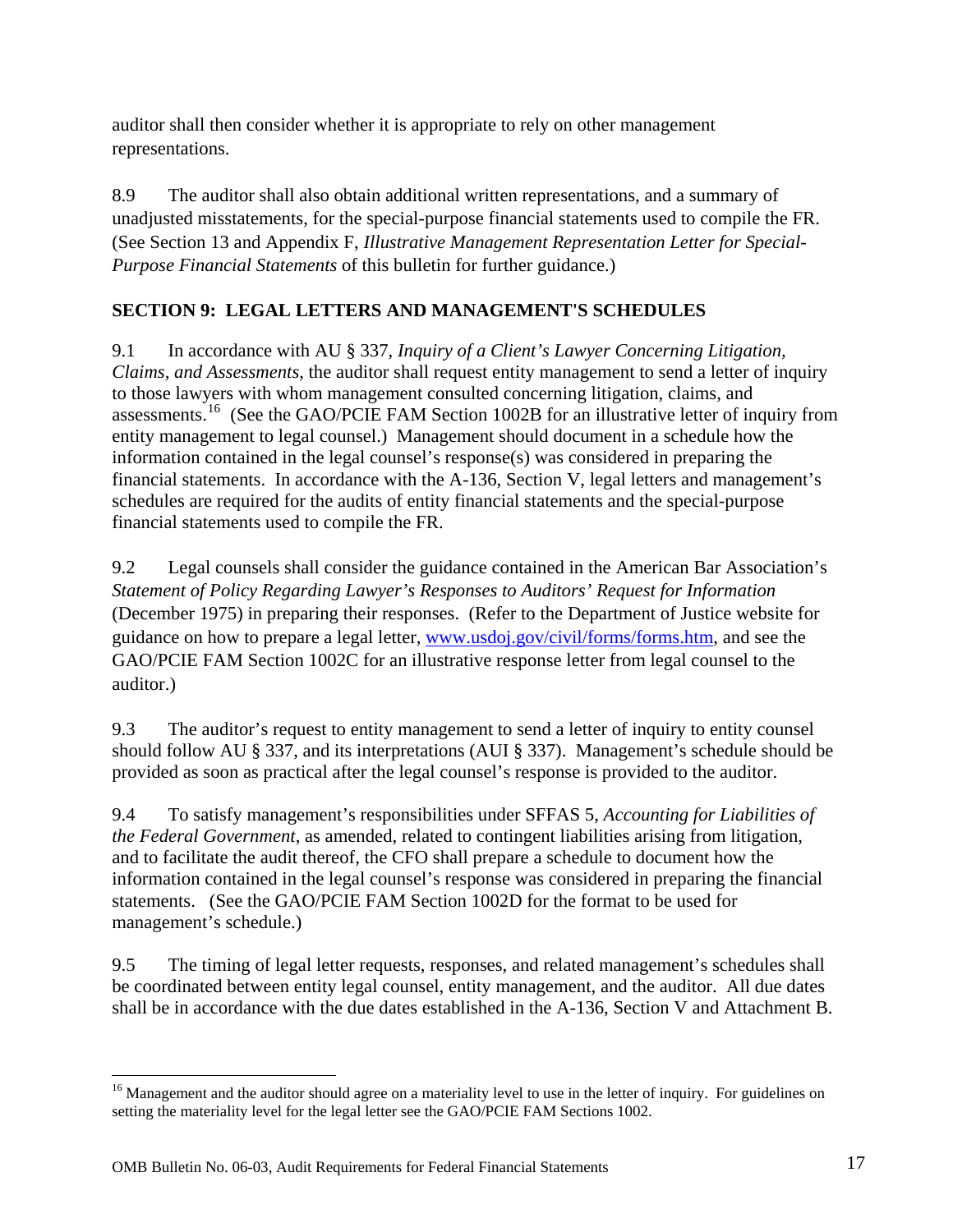auditor shall then consider whether it is appropriate to rely on other management representations.

8.9 The auditor shall also obtain additional written representations, and a summary of unadjusted misstatements, for the special-purpose financial statements used to compile the FR. (See Section 13 and Appendix F, *Illustrative Management Representation Letter for Special-Purpose Financial Statements* of this bulletin for further guidance.)

## SECTION 9: LEGAL LETTERS AND MANAGEMENT'S SCHEDULES

9.1 In accordance with AU § 337, *Inquiry of a Client's Lawyer Concerning Litigation, Claims, and Assessments*, the auditor shall request entity management to send a letter of inquiry to those lawyers with whom management consulted concerning litigation, claims, and assessments.[16] (See the GAO/PCIE FAM Section 1002B for an illustrative letter of inquiry from entity management to legal counsel.) Management should document in a schedule how the information contained in the legal counsel's response(s) was considered in preparing the financial statements. In accordance with the A-136, Section V, legal letters and management's schedules are required for the audits of entity financial statements and the special-purpose financial statements used to compile the FR.

9.2 Legal counsels shall consider the guidance contained in the American Bar Association's *Statement of Policy Regarding Lawyer's Responses to Auditors' Request for Information* (December 1975) in preparing their responses. (Refer to the Department of Justice website for guidance on how to prepare a legal letter, www.usdoj.gov/civil/forms/forms.htm, and see the GAO/PCIE FAM Section 1002C for an illustrative response letter from legal counsel to the auditor.)

9.3 The auditor's request to entity management to send a letter of inquiry to entity counsel should follow AU § 337, and its interpretations (AUI § 337). Management's schedule should be provided as soon as practical after the legal counsel's response is provided to the auditor.

9.4 To satisfy management's responsibilities under SFFAS 5, *Accounting for Liabilities of the Federal Government*, as amended, related to contingent liabilities arising from litigation, and to facilitate the audit thereof, the CFO shall prepare a schedule to document how the information contained in the legal counsel's response was considered in preparing the financial statements. (See the GAO/PCIE FAM Section 1002D for the format to be used for management's schedule.)

9.5 The timing of legal letter requests, responses, and related management's schedules shall be coordinated between entity legal counsel, entity management, and the auditor. All due dates shall be in accordance with the due dates established in the A-136, Section V and Attachment B.

---

[16] Management and the auditor should agree on a materiality level to use in the letter of inquiry. For guidelines on setting the materiality level for the legal letter see the GAO/PCIE FAM Sections 1002.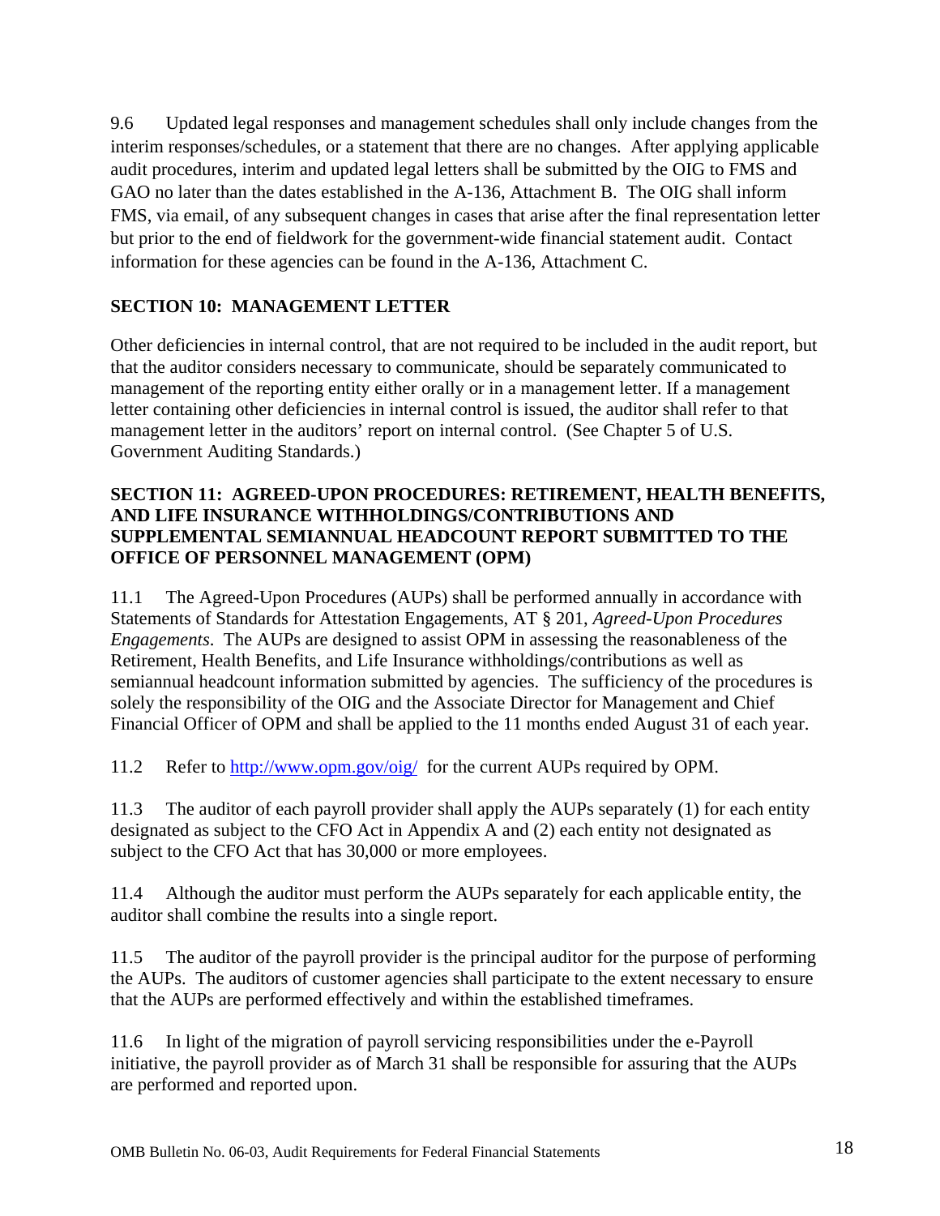9.6 Updated legal responses and management schedules shall only include changes from the interim responses/schedules, or a statement that there are no changes. After applying applicable audit procedures, interim and updated legal letters shall be submitted by the OIG to FMS and GAO no later than the dates established in the A-136, Attachment B. The OIG shall inform FMS, via email, of any subsequent changes in cases that arise after the final representation letter but prior to the end of fieldwork for the government-wide financial statement audit. Contact information for these agencies can be found in the A-136, Attachment C.

## SECTION 10: MANAGEMENT LETTER

Other deficiencies in internal control, that are not required to be included in the audit report, but that the auditor considers necessary to communicate, should be separately communicated to management of the reporting entity either orally or in a management letter. If a management letter containing other deficiencies in internal control is issued, the auditor shall refer to that management letter in the auditors' report on internal control. (See Chapter 5 of U.S. Government Auditing Standards.)

## SECTION 11: AGREED-UPON PROCEDURES: RETIREMENT, HEALTH BENEFITS, AND LIFE INSURANCE WITHHOLDINGS/CONTRIBUTIONS AND SUPPLEMENTAL SEMIANNUAL HEADCOUNT REPORT SUBMITTED TO THE OFFICE OF PERSONNEL MANAGEMENT (OPM)

11.1 The Agreed-Upon Procedures (AUPs) shall be performed annually in accordance with Statements of Standards for Attestation Engagements, AT § 201, *Agreed-Upon Procedures Engagements*. The AUPs are designed to assist OPM in assessing the reasonableness of the Retirement, Health Benefits, and Life Insurance withholdings/contributions as well as semiannual headcount information submitted by agencies. The sufficiency of the procedures is solely the responsibility of the OIG and the Associate Director for Management and Chief Financial Officer of OPM and shall be applied to the 11 months ended August 31 of each year.

11.2 Refer to [http://www.opm.gov/oig/](http://www.opm.gov/oig/) for the current AUPs required by OPM.

11.3 The auditor of each payroll provider shall apply the AUPs separately (1) for each entity designated as subject to the CFO Act in Appendix A and (2) each entity not designated as subject to the CFO Act that has 30,000 or more employees.

11.4 Although the auditor must perform the AUPs separately for each applicable entity, the auditor shall combine the results into a single report.

11.5 The auditor of the payroll provider is the principal auditor for the purpose of performing the AUPs. The auditors of customer agencies shall participate to the extent necessary to ensure that the AUPs are performed effectively and within the established timeframes.

11.6 In light of the migration of payroll servicing responsibilities under the e-Payroll initiative, the payroll provider as of March 31 shall be responsible for assuring that the AUPs are performed and reported upon.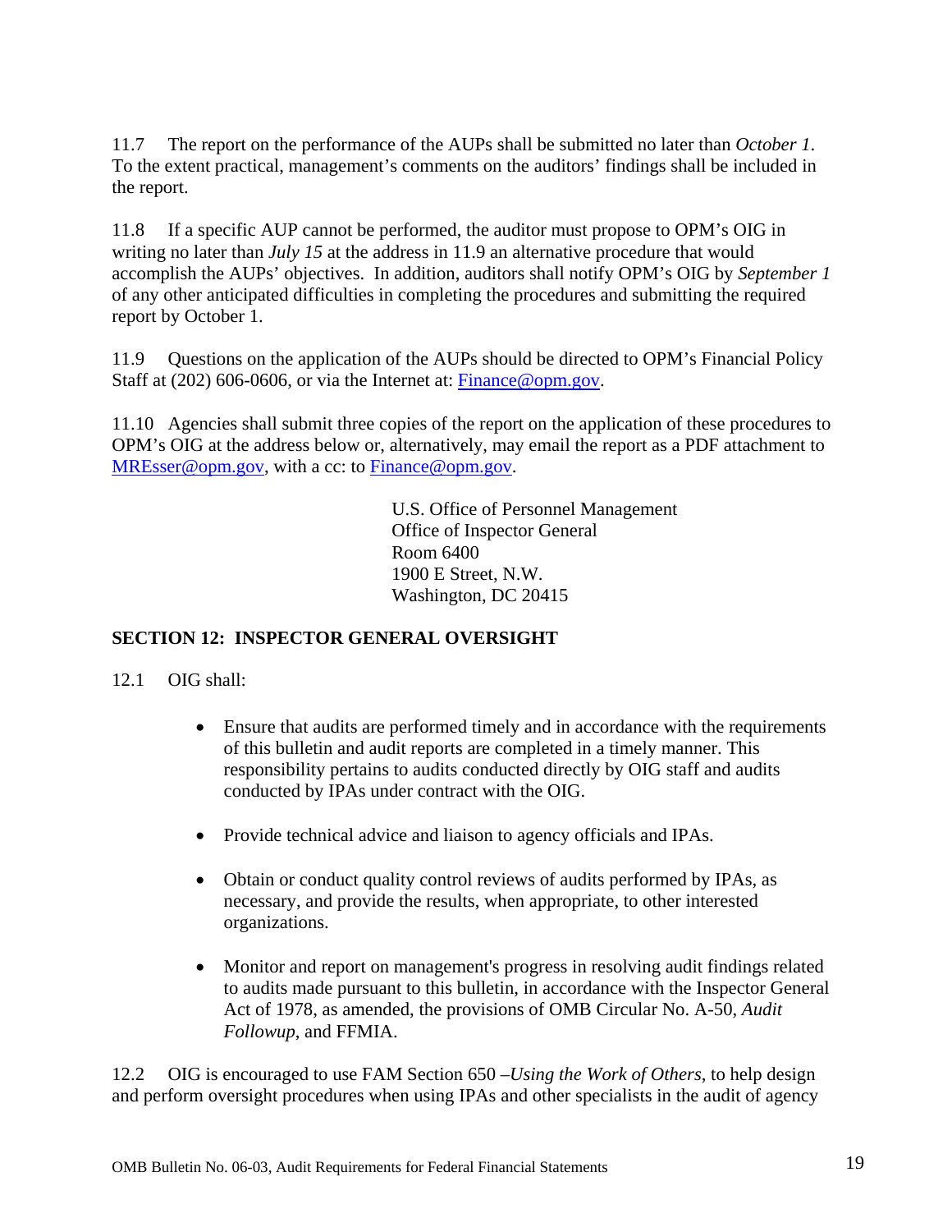11.7 The report on the performance of the AUPs shall be submitted no later than *October 1*. To the extent practical, management's comments on the auditors' findings shall be included in the report.

11.8 If a specific AUP cannot be performed, the auditor must propose to OPM's OIG in writing no later than *July 15* at the address in 11.9 an alternative procedure that would accomplish the AUPs' objectives. In addition, auditors shall notify OPM's OIG by *September 1* of any other anticipated difficulties in completing the procedures and submitting the required report by October 1.

11.9 Questions on the application of the AUPs should be directed to OPM's Financial Policy Staff at (202) 606-0606, or via the Internet at: Finance@opm.gov.

11.10 Agencies shall submit three copies of the report on the application of these procedures to OPM's OIG at the address below or, alternatively, may email the report as a PDF attachment to MREsser@opm.gov, with a cc: to Finance@opm.gov.

U.S. Office of Personnel Management
Office of Inspector General
Room 6400
1900 E Street, N.W.
Washington, DC 20415

## SECTION 12: INSPECTOR GENERAL OVERSIGHT

12.1 OIG shall:

- Ensure that audits are performed timely and in accordance with the requirements of this bulletin and audit reports are completed in a timely manner. This responsibility pertains to audits conducted directly by OIG staff and audits conducted by IPAs under contract with the OIG.

- Provide technical advice and liaison to agency officials and IPAs.

- Obtain or conduct quality control reviews of audits performed by IPAs, as necessary, and provide the results, when appropriate, to other interested organizations.

- Monitor and report on management's progress in resolving audit findings related to audits made pursuant to this bulletin, in accordance with the Inspector General Act of 1978, as amended, the provisions of OMB Circular No. A-50, *Audit Followup*, and FFMIA.

12.2 OIG is encouraged to use FAM Section 650 –*Using the Work of Others*, to help design and perform oversight procedures when using IPAs and other specialists in the audit of agency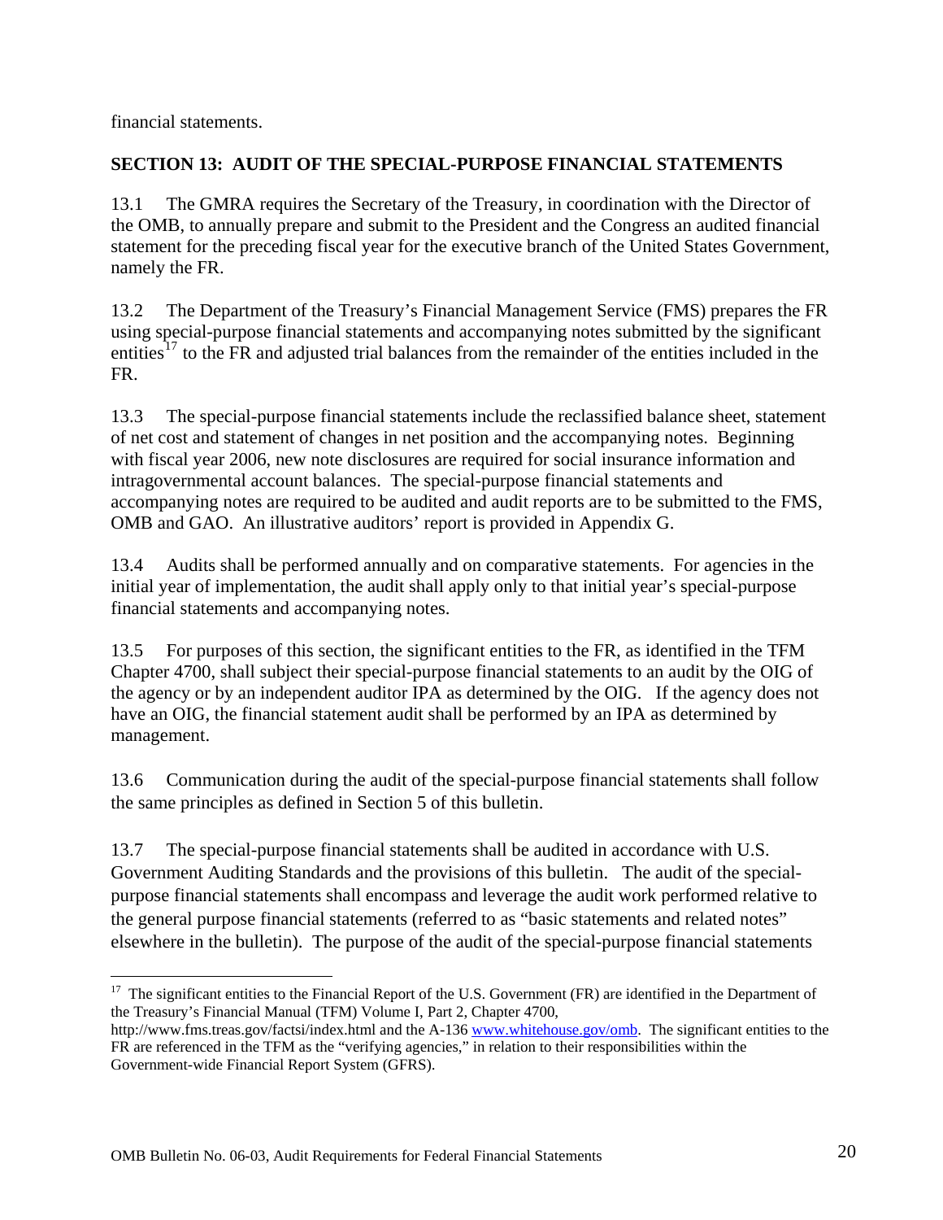financial statements.

## SECTION 13: AUDIT OF THE SPECIAL-PURPOSE FINANCIAL STATEMENTS

13.1 The GMRA requires the Secretary of the Treasury, in coordination with the Director of the OMB, to annually prepare and submit to the President and the Congress an audited financial statement for the preceding fiscal year for the executive branch of the United States Government, namely the FR.

13.2 The Department of the Treasury's Financial Management Service (FMS) prepares the FR using special-purpose financial statements and accompanying notes submitted by the significant entities[17] to the FR and adjusted trial balances from the remainder of the entities included in the FR.

13.3 The special-purpose financial statements include the reclassified balance sheet, statement of net cost and statement of changes in net position and the accompanying notes. Beginning with fiscal year 2006, new note disclosures are required for social insurance information and intragovernmental account balances. The special-purpose financial statements and accompanying notes are required to be audited and audit reports are to be submitted to the FMS, OMB and GAO. An illustrative auditors' report is provided in Appendix G.

13.4 Audits shall be performed annually and on comparative statements. For agencies in the initial year of implementation, the audit shall apply only to that initial year's special-purpose financial statements and accompanying notes.

13.5 For purposes of this section, the significant entities to the FR, as identified in the TFM Chapter 4700, shall subject their special-purpose financial statements to an audit by the OIG of the agency or by an independent auditor IPA as determined by the OIG. If the agency does not have an OIG, the financial statement audit shall be performed by an IPA as determined by management.

13.6 Communication during the audit of the special-purpose financial statements shall follow the same principles as defined in Section 5 of this bulletin.

13.7 The special-purpose financial statements shall be audited in accordance with U.S. Government Auditing Standards and the provisions of this bulletin. The audit of the special-purpose financial statements shall encompass and leverage the audit work performed relative to the general purpose financial statements (referred to as "basic statements and related notes" elsewhere in the bulletin). The purpose of the audit of the special-purpose financial statements

---

[17] The significant entities to the Financial Report of the U.S. Government (FR) are identified in the Department of the Treasury's Financial Manual (TFM) Volume I, Part 2, Chapter 4700, http://www.fms.treas.gov/factsi/index.html and the A-136 www.whitehouse.gov/omb. The significant entities to the FR are referenced in the TFM as the "verifying agencies," in relation to their responsibilities within the Government-wide Financial Report System (GFRS).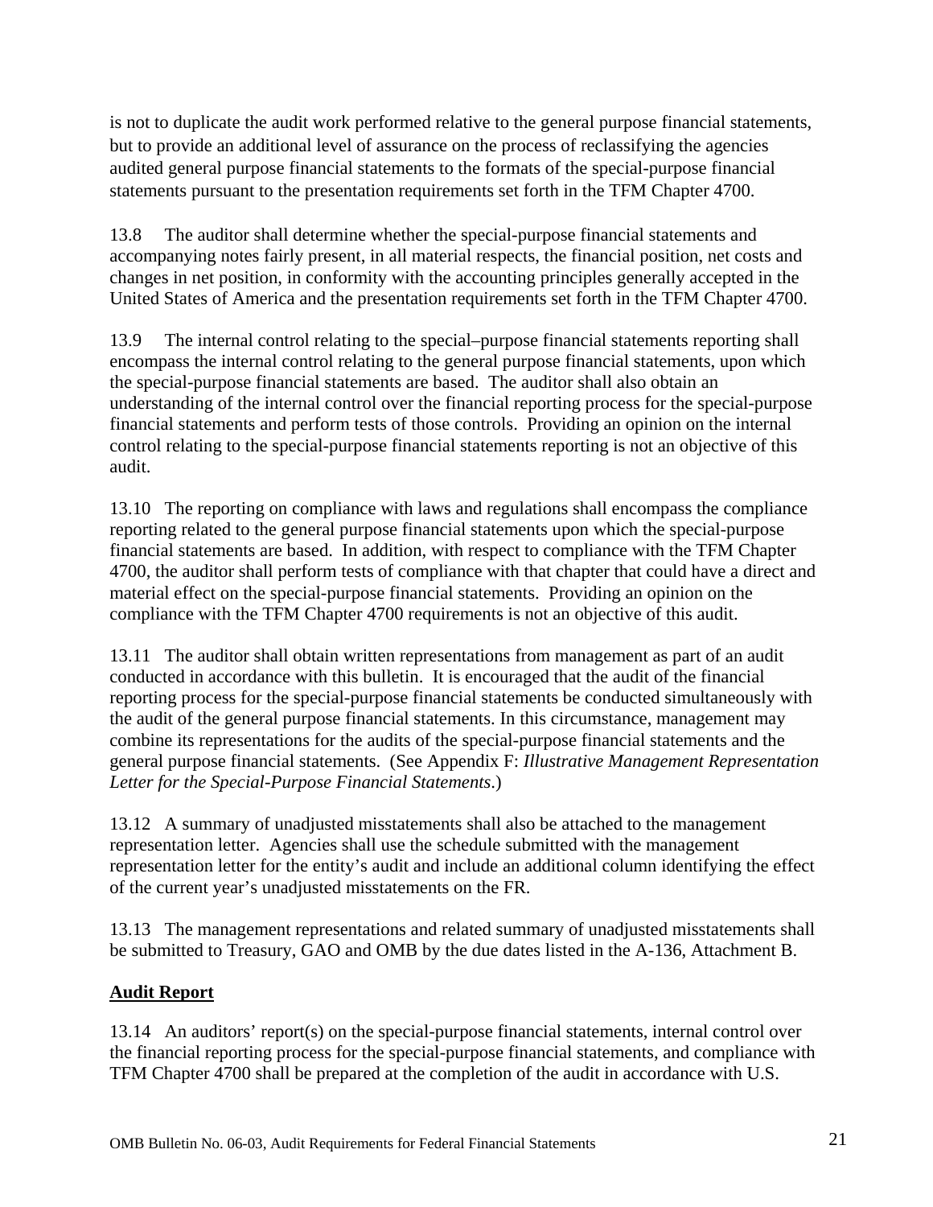is not to duplicate the audit work performed relative to the general purpose financial statements, but to provide an additional level of assurance on the process of reclassifying the agencies audited general purpose financial statements to the formats of the special-purpose financial statements pursuant to the presentation requirements set forth in the TFM Chapter 4700.

13.8 The auditor shall determine whether the special-purpose financial statements and accompanying notes fairly present, in all material respects, the financial position, net costs and changes in net position, in conformity with the accounting principles generally accepted in the United States of America and the presentation requirements set forth in the TFM Chapter 4700.

13.9 The internal control relating to the special–purpose financial statements reporting shall encompass the internal control relating to the general purpose financial statements, upon which the special-purpose financial statements are based. The auditor shall also obtain an understanding of the internal control over the financial reporting process for the special-purpose financial statements and perform tests of those controls. Providing an opinion on the internal control relating to the special-purpose financial statements reporting is not an objective of this audit.

13.10 The reporting on compliance with laws and regulations shall encompass the compliance reporting related to the general purpose financial statements upon which the special-purpose financial statements are based. In addition, with respect to compliance with the TFM Chapter 4700, the auditor shall perform tests of compliance with that chapter that could have a direct and material effect on the special-purpose financial statements. Providing an opinion on the compliance with the TFM Chapter 4700 requirements is not an objective of this audit.

13.11 The auditor shall obtain written representations from management as part of an audit conducted in accordance with this bulletin. It is encouraged that the audit of the financial reporting process for the special-purpose financial statements be conducted simultaneously with the audit of the general purpose financial statements. In this circumstance, management may combine its representations for the audits of the special-purpose financial statements and the general purpose financial statements. (See Appendix F: *Illustrative Management Representation Letter for the Special-Purpose Financial Statements*.)

13.12 A summary of unadjusted misstatements shall also be attached to the management representation letter. Agencies shall use the schedule submitted with the management representation letter for the entity's audit and include an additional column identifying the effect of the current year's unadjusted misstatements on the FR.

13.13 The management representations and related summary of unadjusted misstatements shall be submitted to Treasury, GAO and OMB by the due dates listed in the A-136, Attachment B.

**Audit Report**

13.14 An auditors' report(s) on the special-purpose financial statements, internal control over the financial reporting process for the special-purpose financial statements, and compliance with TFM Chapter 4700 shall be prepared at the completion of the audit in accordance with U.S.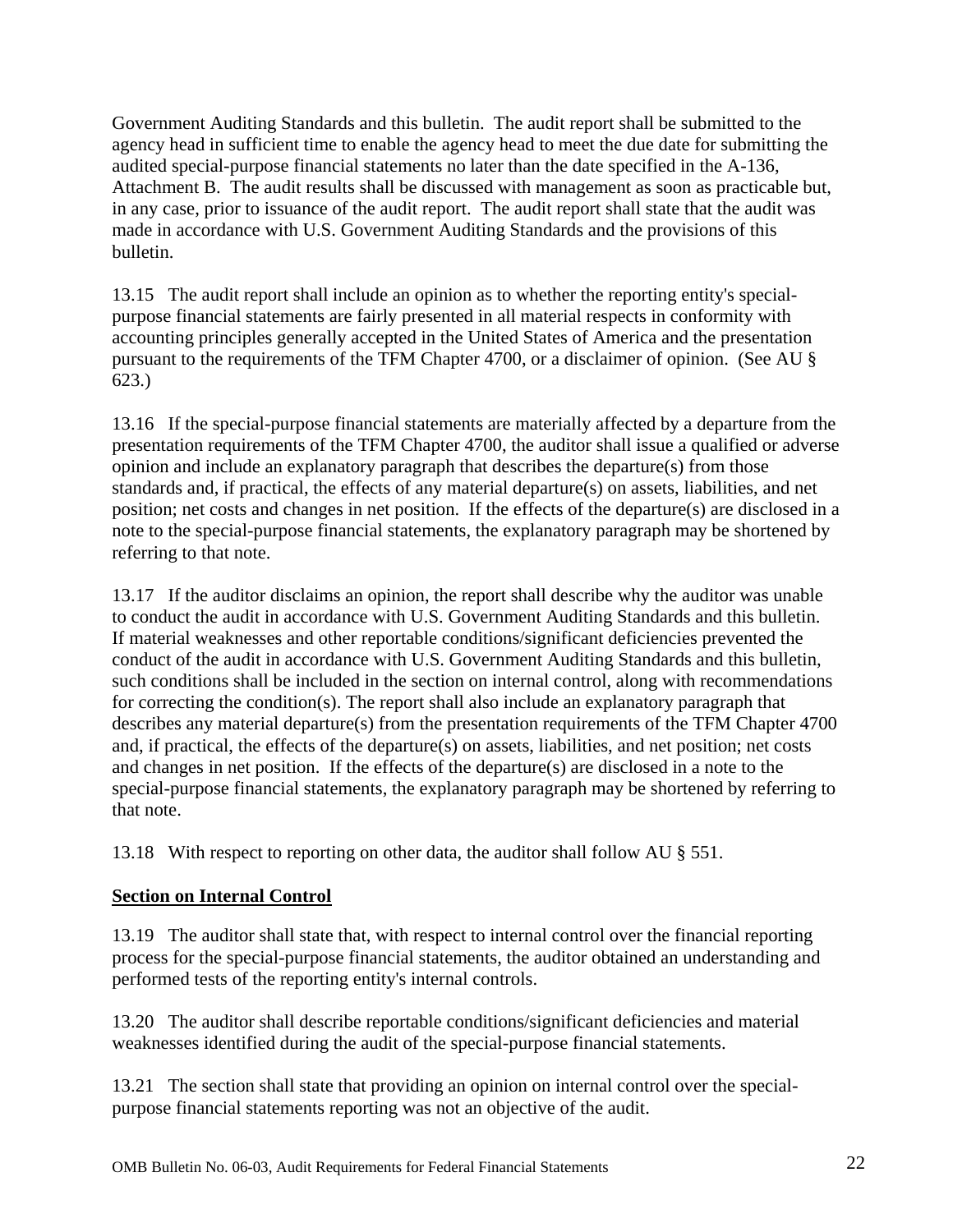Government Auditing Standards and this bulletin. The audit report shall be submitted to the agency head in sufficient time to enable the agency head to meet the due date for submitting the audited special-purpose financial statements no later than the date specified in the A-136, Attachment B. The audit results shall be discussed with management as soon as practicable but, in any case, prior to issuance of the audit report. The audit report shall state that the audit was made in accordance with U.S. Government Auditing Standards and the provisions of this bulletin.

13.15 The audit report shall include an opinion as to whether the reporting entity's special-purpose financial statements are fairly presented in all material respects in conformity with accounting principles generally accepted in the United States of America and the presentation pursuant to the requirements of the TFM Chapter 4700, or a disclaimer of opinion. (See AU § 623.)

13.16 If the special-purpose financial statements are materially affected by a departure from the presentation requirements of the TFM Chapter 4700, the auditor shall issue a qualified or adverse opinion and include an explanatory paragraph that describes the departure(s) from those standards and, if practical, the effects of any material departure(s) on assets, liabilities, and net position; net costs and changes in net position. If the effects of the departure(s) are disclosed in a note to the special-purpose financial statements, the explanatory paragraph may be shortened by referring to that note.

13.17 If the auditor disclaims an opinion, the report shall describe why the auditor was unable to conduct the audit in accordance with U.S. Government Auditing Standards and this bulletin. If material weaknesses and other reportable conditions/significant deficiencies prevented the conduct of the audit in accordance with U.S. Government Auditing Standards and this bulletin, such conditions shall be included in the section on internal control, along with recommendations for correcting the condition(s). The report shall also include an explanatory paragraph that describes any material departure(s) from the presentation requirements of the TFM Chapter 4700 and, if practical, the effects of the departure(s) on assets, liabilities, and net position; net costs and changes in net position. If the effects of the departure(s) are disclosed in a note to the special-purpose financial statements, the explanatory paragraph may be shortened by referring to that note.

13.18 With respect to reporting on other data, the auditor shall follow AU § 551.

**Section on Internal Control**

13.19 The auditor shall state that, with respect to internal control over the financial reporting process for the special-purpose financial statements, the auditor obtained an understanding and performed tests of the reporting entity's internal controls.

13.20 The auditor shall describe reportable conditions/significant deficiencies and material weaknesses identified during the audit of the special-purpose financial statements.

13.21 The section shall state that providing an opinion on internal control over the special-purpose financial statements reporting was not an objective of the audit.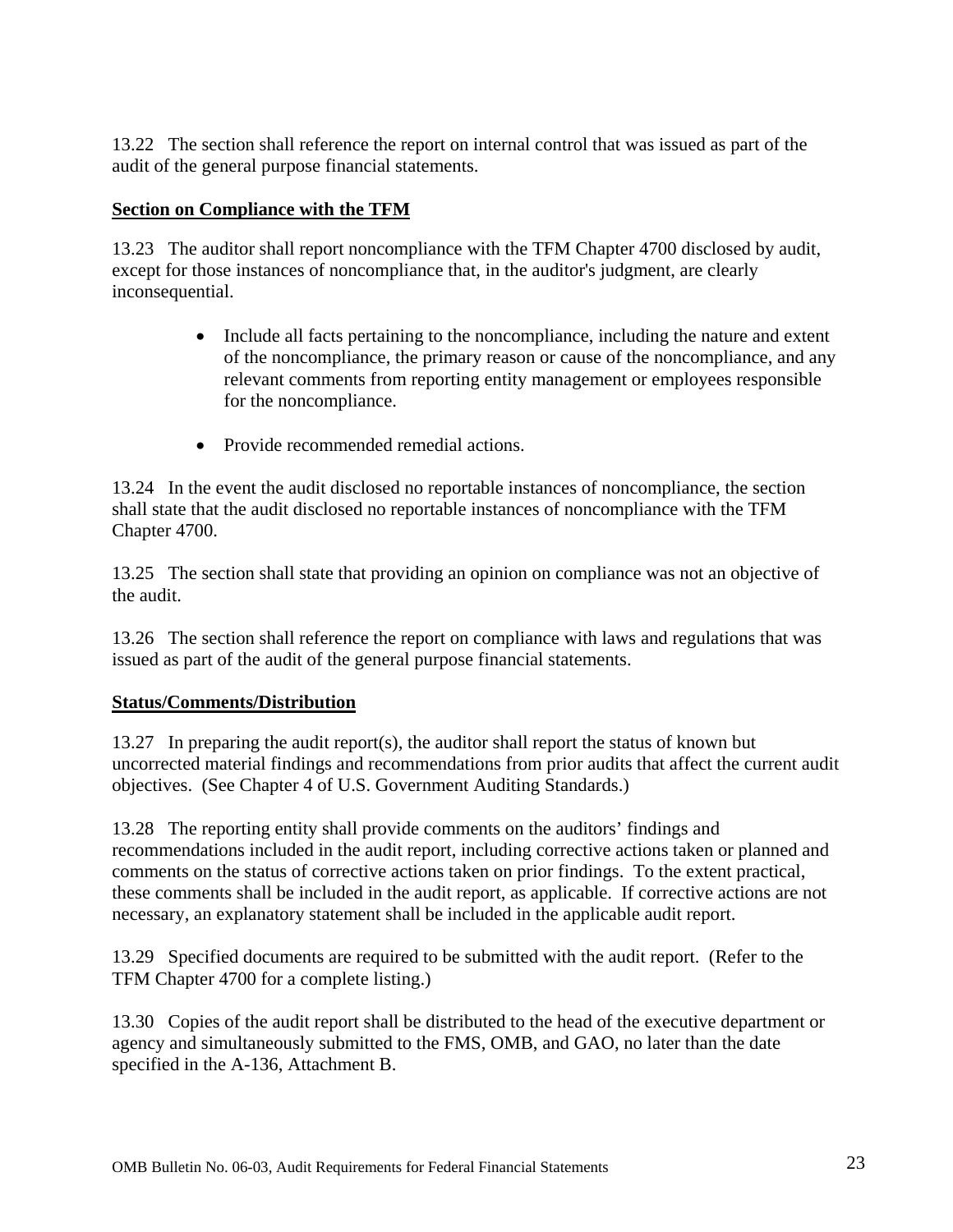13.22 The section shall reference the report on internal control that was issued as part of the audit of the general purpose financial statements.

**<u>Section on Compliance with the TFM</u>**

13.23 The auditor shall report noncompliance with the TFM Chapter 4700 disclosed by audit, except for those instances of noncompliance that, in the auditor's judgment, are clearly inconsequential.

- Include all facts pertaining to the noncompliance, including the nature and extent of the noncompliance, the primary reason or cause of the noncompliance, and any relevant comments from reporting entity management or employees responsible for the noncompliance.
- Provide recommended remedial actions.

13.24 In the event the audit disclosed no reportable instances of noncompliance, the section shall state that the audit disclosed no reportable instances of noncompliance with the TFM Chapter 4700.

13.25 The section shall state that providing an opinion on compliance was not an objective of the audit.

13.26 The section shall reference the report on compliance with laws and regulations that was issued as part of the audit of the general purpose financial statements.

**<u>Status/Comments/Distribution</u>**

13.27 In preparing the audit report(s), the auditor shall report the status of known but uncorrected material findings and recommendations from prior audits that affect the current audit objectives. (See Chapter 4 of U.S. Government Auditing Standards.)

13.28 The reporting entity shall provide comments on the auditors' findings and recommendations included in the audit report, including corrective actions taken or planned and comments on the status of corrective actions taken on prior findings. To the extent practical, these comments shall be included in the audit report, as applicable. If corrective actions are not necessary, an explanatory statement shall be included in the applicable audit report.

13.29 Specified documents are required to be submitted with the audit report. (Refer to the TFM Chapter 4700 for a complete listing.)

13.30 Copies of the audit report shall be distributed to the head of the executive department or agency and simultaneously submitted to the FMS, OMB, and GAO, no later than the date specified in the A-136, Attachment B.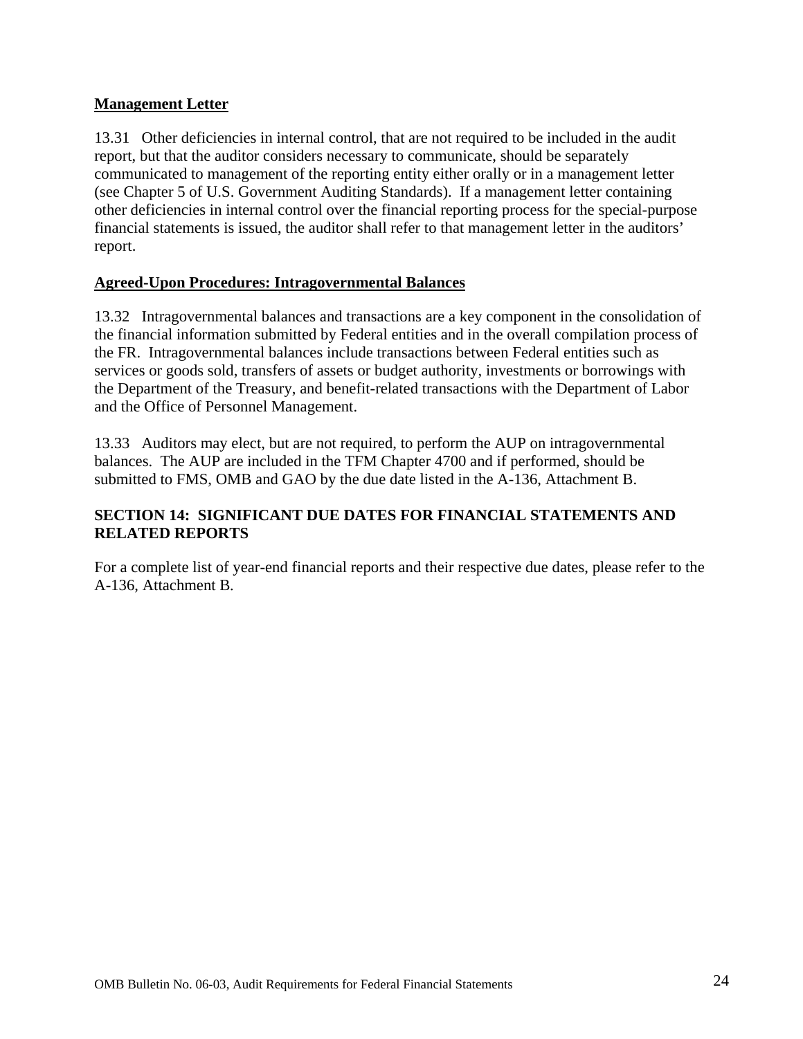**Management Letter**

13.31 Other deficiencies in internal control, that are not required to be included in the audit report, but that the auditor considers necessary to communicate, should be separately communicated to management of the reporting entity either orally or in a management letter (see Chapter 5 of U.S. Government Auditing Standards). If a management letter containing other deficiencies in internal control over the financial reporting process for the special-purpose financial statements is issued, the auditor shall refer to that management letter in the auditors' report.

**Agreed-Upon Procedures: Intragovernmental Balances**

13.32 Intragovernmental balances and transactions are a key component in the consolidation of the financial information submitted by Federal entities and in the overall compilation process of the FR. Intragovernmental balances include transactions between Federal entities such as services or goods sold, transfers of assets or budget authority, investments or borrowings with the Department of the Treasury, and benefit-related transactions with the Department of Labor and the Office of Personnel Management.

13.33 Auditors may elect, but are not required, to perform the AUP on intragovernmental balances. The AUP are included in the TFM Chapter 4700 and if performed, should be submitted to FMS, OMB and GAO by the due date listed in the A-136, Attachment B.

## SECTION 14: SIGNIFICANT DUE DATES FOR FINANCIAL STATEMENTS AND RELATED REPORTS

For a complete list of year-end financial reports and their respective due dates, please refer to the A-136, Attachment B.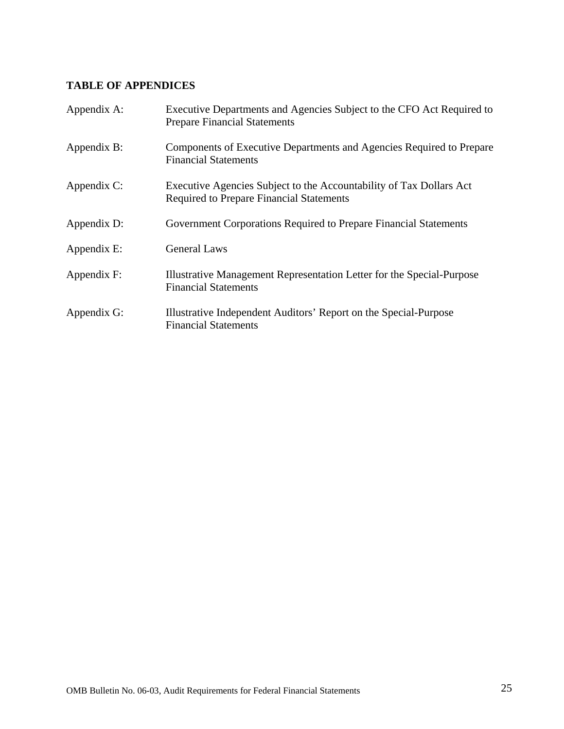**TABLE OF APPENDICES**

| | |
|---|---|
| Appendix A: | Executive Departments and Agencies Subject to the CFO Act Required to Prepare Financial Statements |
| Appendix B: | Components of Executive Departments and Agencies Required to Prepare Financial Statements |
| Appendix C: | Executive Agencies Subject to the Accountability of Tax Dollars Act Required to Prepare Financial Statements |
| Appendix D: | Government Corporations Required to Prepare Financial Statements |
| Appendix E: | General Laws |
| Appendix F: | Illustrative Management Representation Letter for the Special-Purpose Financial Statements |
| Appendix G: | Illustrative Independent Auditors' Report on the Special-Purpose Financial Statements |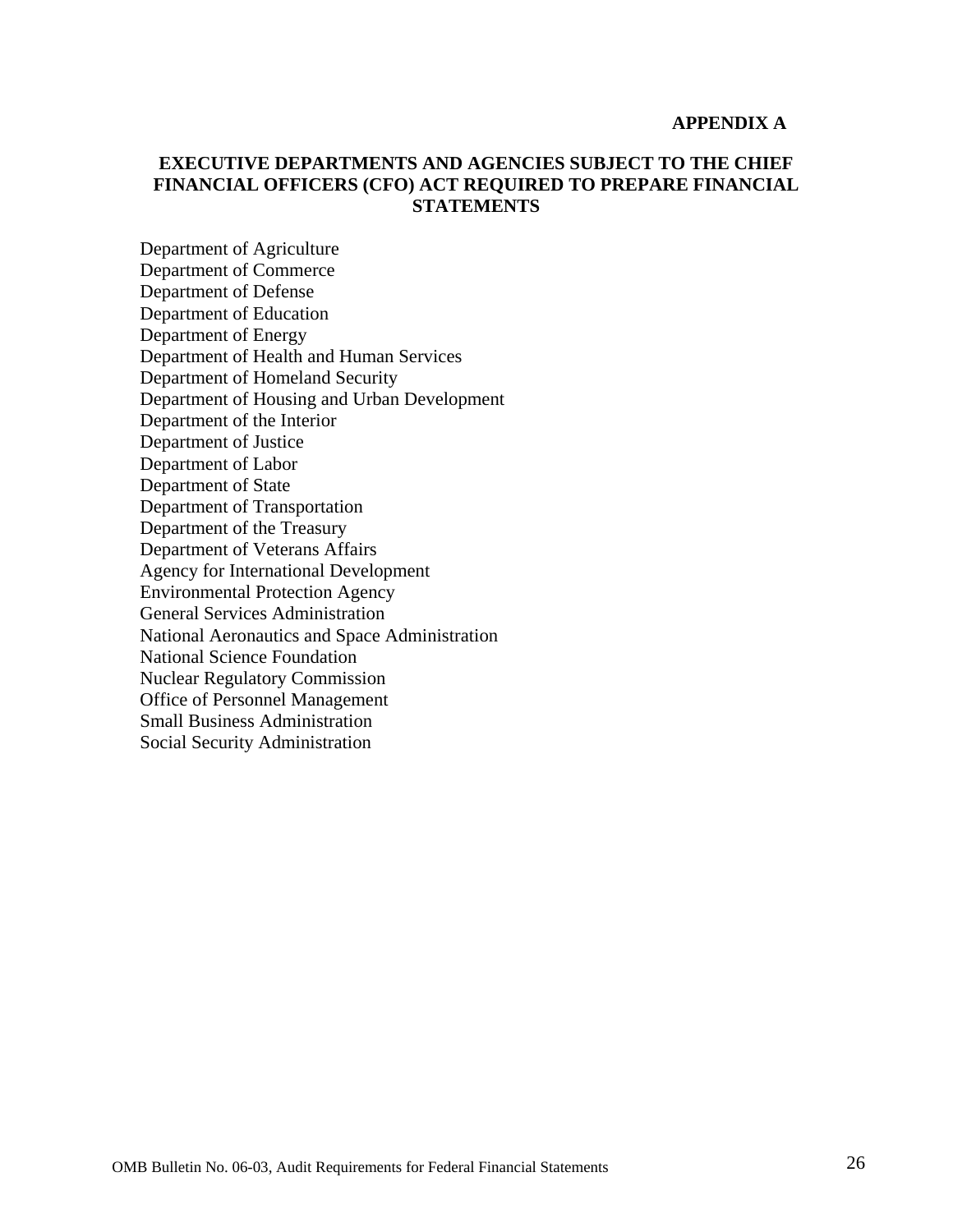**APPENDIX A**

## EXECUTIVE DEPARTMENTS AND AGENCIES SUBJECT TO THE CHIEF FINANCIAL OFFICERS (CFO) ACT REQUIRED TO PREPARE FINANCIAL STATEMENTS

Department of Agriculture
Department of Commerce
Department of Defense
Department of Education
Department of Energy
Department of Health and Human Services
Department of Homeland Security
Department of Housing and Urban Development
Department of the Interior
Department of Justice
Department of Labor
Department of State
Department of Transportation
Department of the Treasury
Department of Veterans Affairs
Agency for International Development
Environmental Protection Agency
General Services Administration
National Aeronautics and Space Administration
National Science Foundation
Nuclear Regulatory Commission
Office of Personnel Management
Small Business Administration
Social Security Administration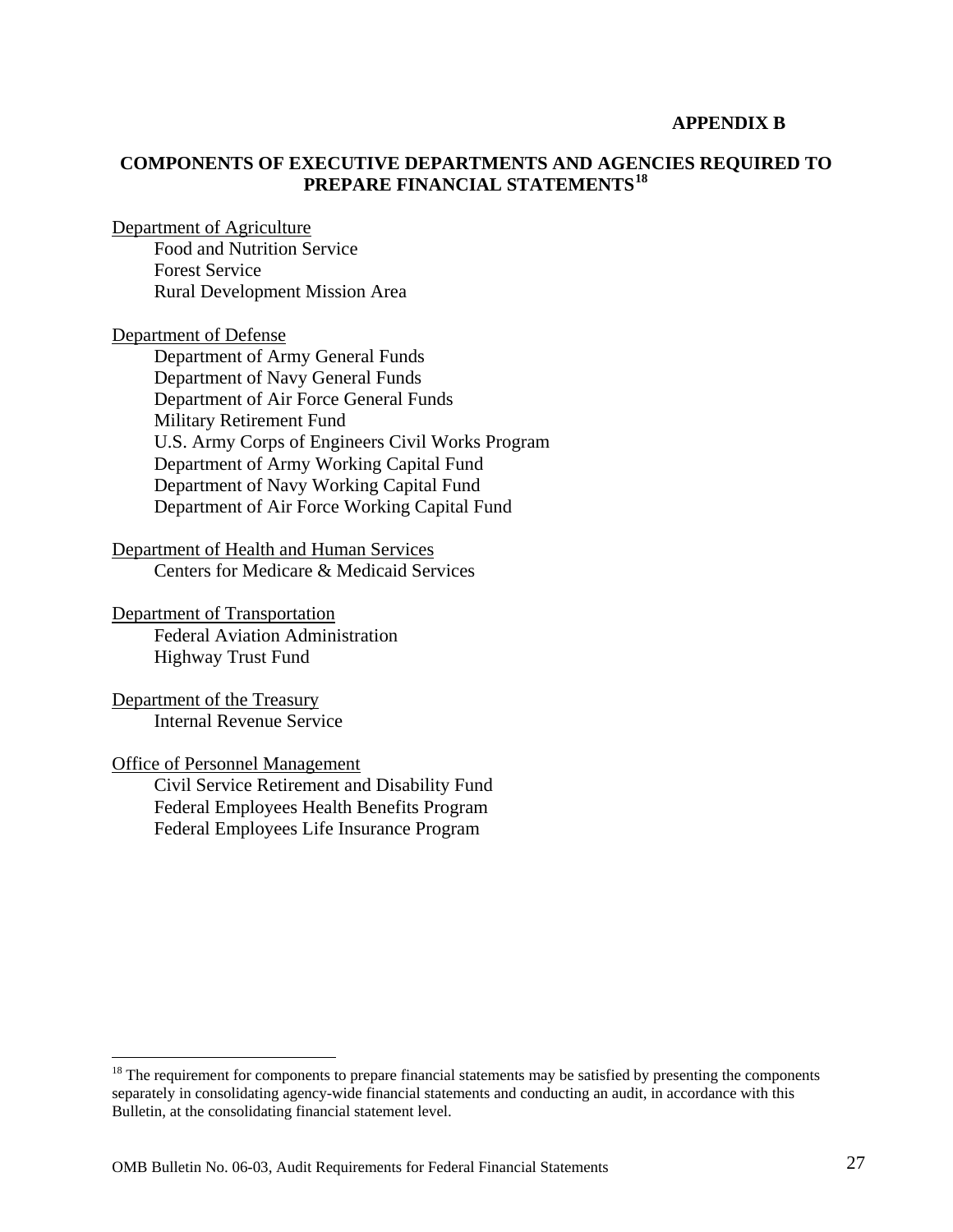**APPENDIX B**

## COMPONENTS OF EXECUTIVE DEPARTMENTS AND AGENCIES REQUIRED TO PREPARE FINANCIAL STATEMENTS[18]

Department of Agriculture
- Food and Nutrition Service
- Forest Service
- Rural Development Mission Area

Department of Defense
- Department of Army General Funds
- Department of Navy General Funds
- Department of Air Force General Funds
- Military Retirement Fund
- U.S. Army Corps of Engineers Civil Works Program
- Department of Army Working Capital Fund
- Department of Navy Working Capital Fund
- Department of Air Force Working Capital Fund

Department of Health and Human Services
- Centers for Medicare & Medicaid Services

Department of Transportation
- Federal Aviation Administration
- Highway Trust Fund

Department of the Treasury
- Internal Revenue Service

Office of Personnel Management
- Civil Service Retirement and Disability Fund
- Federal Employees Health Benefits Program
- Federal Employees Life Insurance Program

---

[18] The requirement for components to prepare financial statements may be satisfied by presenting the components separately in consolidating agency-wide financial statements and conducting an audit, in accordance with this Bulletin, at the consolidating financial statement level.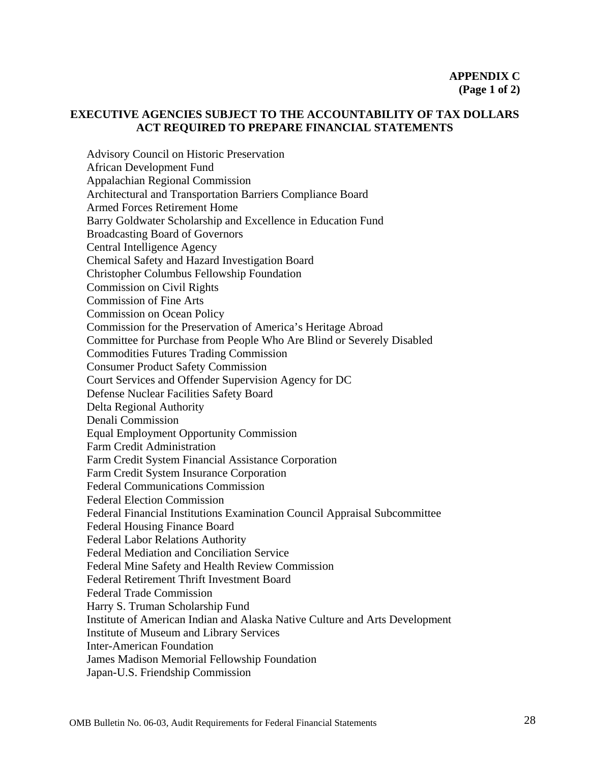**APPENDIX C**
**(Page 1 of 2)**

## EXECUTIVE AGENCIES SUBJECT TO THE ACCOUNTABILITY OF TAX DOLLARS ACT REQUIRED TO PREPARE FINANCIAL STATEMENTS

Advisory Council on Historic Preservation
African Development Fund
Appalachian Regional Commission
Architectural and Transportation Barriers Compliance Board
Armed Forces Retirement Home
Barry Goldwater Scholarship and Excellence in Education Fund
Broadcasting Board of Governors
Central Intelligence Agency
Chemical Safety and Hazard Investigation Board
Christopher Columbus Fellowship Foundation
Commission on Civil Rights
Commission of Fine Arts
Commission on Ocean Policy
Commission for the Preservation of America's Heritage Abroad
Committee for Purchase from People Who Are Blind or Severely Disabled
Commodities Futures Trading Commission
Consumer Product Safety Commission
Court Services and Offender Supervision Agency for DC
Defense Nuclear Facilities Safety Board
Delta Regional Authority
Denali Commission
Equal Employment Opportunity Commission
Farm Credit Administration
Farm Credit System Financial Assistance Corporation
Farm Credit System Insurance Corporation
Federal Communications Commission
Federal Election Commission
Federal Financial Institutions Examination Council Appraisal Subcommittee
Federal Housing Finance Board
Federal Labor Relations Authority
Federal Mediation and Conciliation Service
Federal Mine Safety and Health Review Commission
Federal Retirement Thrift Investment Board
Federal Trade Commission
Harry S. Truman Scholarship Fund
Institute of American Indian and Alaska Native Culture and Arts Development
Institute of Museum and Library Services
Inter-American Foundation
James Madison Memorial Fellowship Foundation
Japan-U.S. Friendship Commission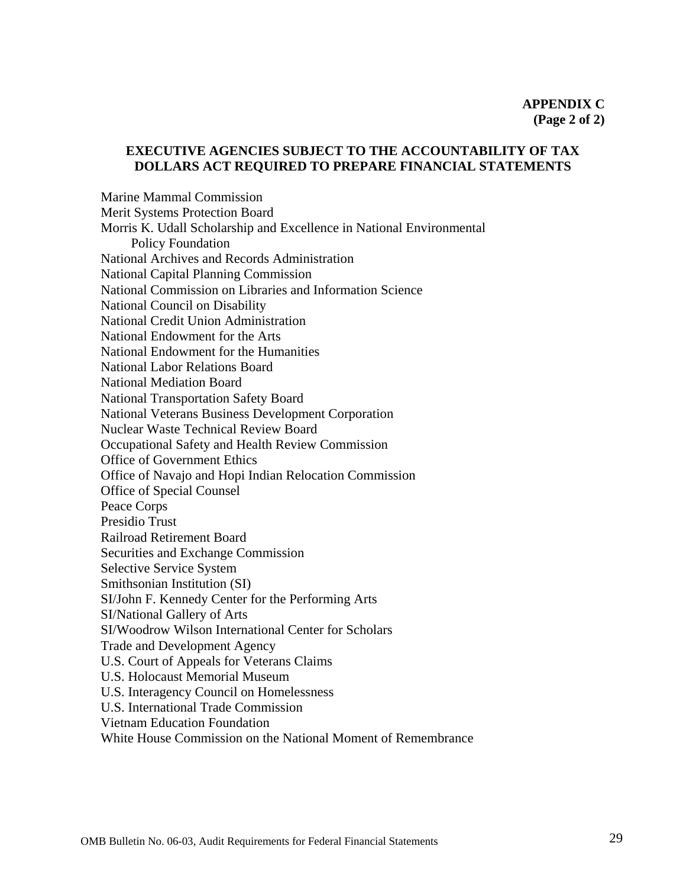**APPENDIX C**
**(Page 2 of 2)**

## EXECUTIVE AGENCIES SUBJECT TO THE ACCOUNTABILITY OF TAX DOLLARS ACT REQUIRED TO PREPARE FINANCIAL STATEMENTS

Marine Mammal Commission
Merit Systems Protection Board
Morris K. Udall Scholarship and Excellence in National Environmental Policy Foundation
National Archives and Records Administration
National Capital Planning Commission
National Commission on Libraries and Information Science
National Council on Disability
National Credit Union Administration
National Endowment for the Arts
National Endowment for the Humanities
National Labor Relations Board
National Mediation Board
National Transportation Safety Board
National Veterans Business Development Corporation
Nuclear Waste Technical Review Board
Occupational Safety and Health Review Commission
Office of Government Ethics
Office of Navajo and Hopi Indian Relocation Commission
Office of Special Counsel
Peace Corps
Presidio Trust
Railroad Retirement Board
Securities and Exchange Commission
Selective Service System
Smithsonian Institution (SI)
SI/John F. Kennedy Center for the Performing Arts
SI/National Gallery of Arts
SI/Woodrow Wilson International Center for Scholars
Trade and Development Agency
U.S. Court of Appeals for Veterans Claims
U.S. Holocaust Memorial Museum
U.S. Interagency Council on Homelessness
U.S. International Trade Commission
Vietnam Education Foundation
White House Commission on the National Moment of Remembrance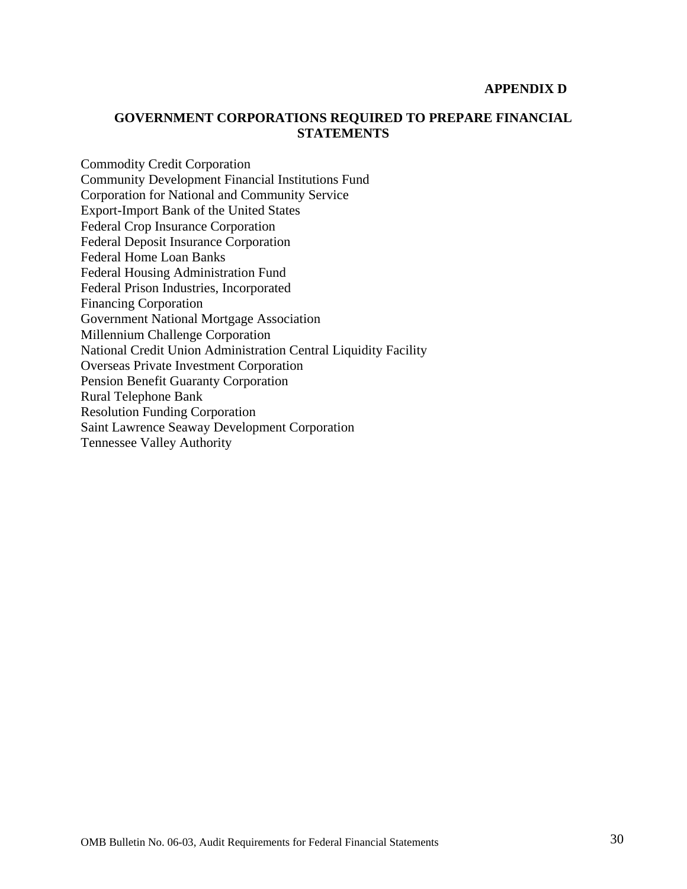**APPENDIX D**

## GOVERNMENT CORPORATIONS REQUIRED TO PREPARE FINANCIAL STATEMENTS

Commodity Credit Corporation
Community Development Financial Institutions Fund
Corporation for National and Community Service
Export-Import Bank of the United States
Federal Crop Insurance Corporation
Federal Deposit Insurance Corporation
Federal Home Loan Banks
Federal Housing Administration Fund
Federal Prison Industries, Incorporated
Financing Corporation
Government National Mortgage Association
Millennium Challenge Corporation
National Credit Union Administration Central Liquidity Facility
Overseas Private Investment Corporation
Pension Benefit Guaranty Corporation
Rural Telephone Bank
Resolution Funding Corporation
Saint Lawrence Seaway Development Corporation
Tennessee Valley Authority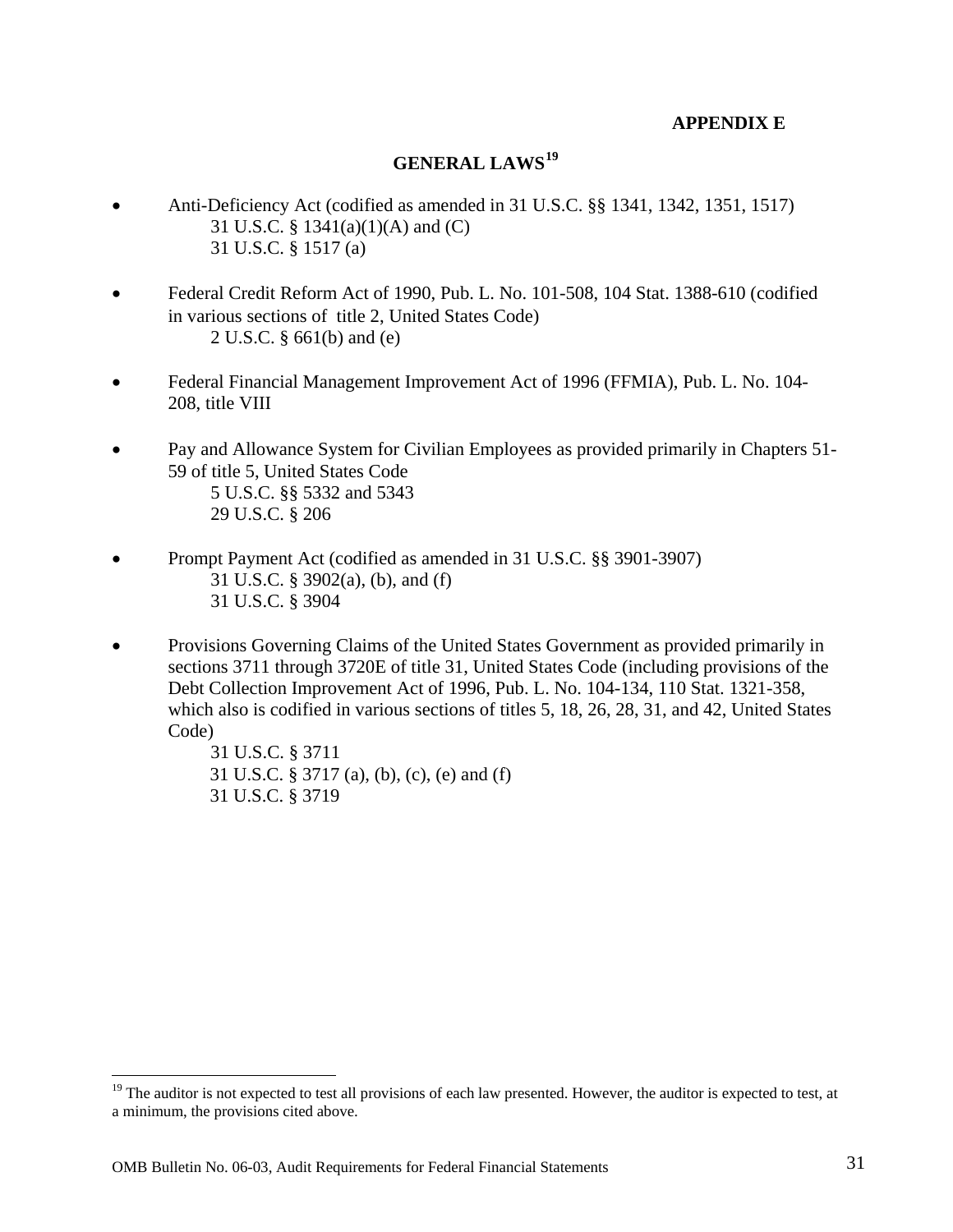**APPENDIX E**

## GENERAL LAWS[19]

- Anti-Deficiency Act (codified as amended in 31 U.S.C. §§ 1341, 1342, 1351, 1517)
  - 31 U.S.C. § 1341(a)(1)(A) and (C)
  - 31 U.S.C. § 1517 (a)

- Federal Credit Reform Act of 1990, Pub. L. No. 101-508, 104 Stat. 1388-610 (codified in various sections of title 2, United States Code)
  - 2 U.S.C. § 661(b) and (e)

- Federal Financial Management Improvement Act of 1996 (FFMIA), Pub. L. No. 104-208, title VIII

- Pay and Allowance System for Civilian Employees as provided primarily in Chapters 51-59 of title 5, United States Code
  - 5 U.S.C. §§ 5332 and 5343
  - 29 U.S.C. § 206

- Prompt Payment Act (codified as amended in 31 U.S.C. §§ 3901-3907)
  - 31 U.S.C. § 3902(a), (b), and (f)
  - 31 U.S.C. § 3904

- Provisions Governing Claims of the United States Government as provided primarily in sections 3711 through 3720E of title 31, United States Code (including provisions of the Debt Collection Improvement Act of 1996, Pub. L. No. 104-134, 110 Stat. 1321-358, which also is codified in various sections of titles 5, 18, 26, 28, 31, and 42, United States Code)
  - 31 U.S.C. § 3711
  - 31 U.S.C. § 3717 (a), (b), (c), (e) and (f)
  - 31 U.S.C. § 3719

---

[19] The auditor is not expected to test all provisions of each law presented. However, the auditor is expected to test, at a minimum, the provisions cited above.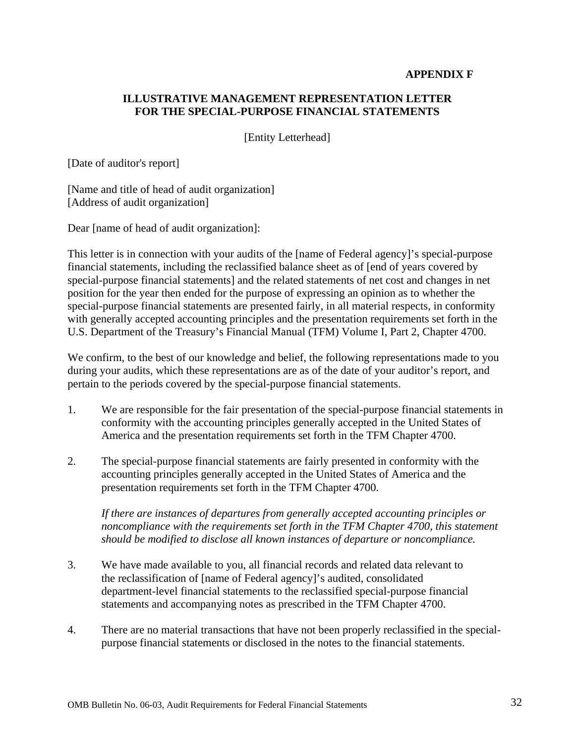**APPENDIX F**

## ILLUSTRATIVE MANAGEMENT REPRESENTATION LETTER FOR THE SPECIAL-PURPOSE FINANCIAL STATEMENTS

[Entity Letterhead]

[Date of auditor's report]

[Name and title of head of audit organization]
[Address of audit organization]

Dear [name of head of audit organization]:

This letter is in connection with your audits of the [name of Federal agency]'s special-purpose financial statements, including the reclassified balance sheet as of [end of years covered by special-purpose financial statements] and the related statements of net cost and changes in net position for the year then ended for the purpose of expressing an opinion as to whether the special-purpose financial statements are presented fairly, in all material respects, in conformity with generally accepted accounting principles and the presentation requirements set forth in the U.S. Department of the Treasury's Financial Manual (TFM) Volume I, Part 2, Chapter 4700.

We confirm, to the best of our knowledge and belief, the following representations made to you during your audits, which these representations are as of the date of your auditor's report, and pertain to the periods covered by the special-purpose financial statements.

1. We are responsible for the fair presentation of the special-purpose financial statements in conformity with the accounting principles generally accepted in the United States of America and the presentation requirements set forth in the TFM Chapter 4700.

2. The special-purpose financial statements are fairly presented in conformity with the accounting principles generally accepted in the United States of America and the presentation requirements set forth in the TFM Chapter 4700.

   *If there are instances of departures from generally accepted accounting principles or noncompliance with the requirements set forth in the TFM Chapter 4700, this statement should be modified to disclose all known instances of departure or noncompliance.*

3. We have made available to you, all financial records and related data relevant to the reclassification of [name of Federal agency]'s audited, consolidated department-level financial statements to the reclassified special-purpose financial statements and accompanying notes as prescribed in the TFM Chapter 4700.

4. There are no material transactions that have not been properly reclassified in the special-purpose financial statements or disclosed in the notes to the financial statements.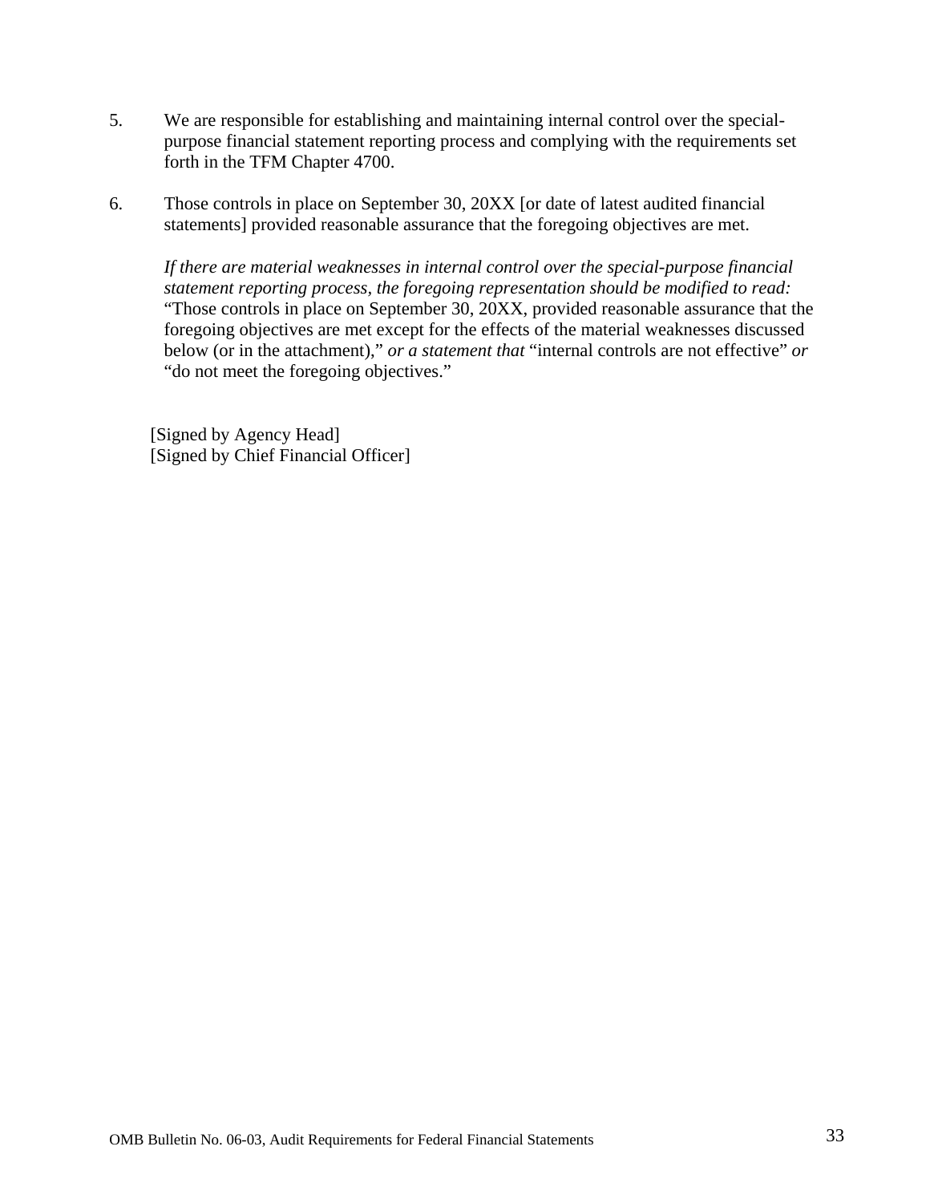5. We are responsible for establishing and maintaining internal control over the special-purpose financial statement reporting process and complying with the requirements set forth in the TFM Chapter 4700.

6. Those controls in place on September 30, 20XX [or date of latest audited financial statements] provided reasonable assurance that the foregoing objectives are met.

   *If there are material weaknesses in internal control over the special-purpose financial statement reporting process, the foregoing representation should be modified to read:* "Those controls in place on September 30, 20XX, provided reasonable assurance that the foregoing objectives are met except for the effects of the material weaknesses discussed below (or in the attachment)," *or a statement that* "internal controls are not effective" *or* "do not meet the foregoing objectives."

[Signed by Agency Head]
[Signed by Chief Financial Officer]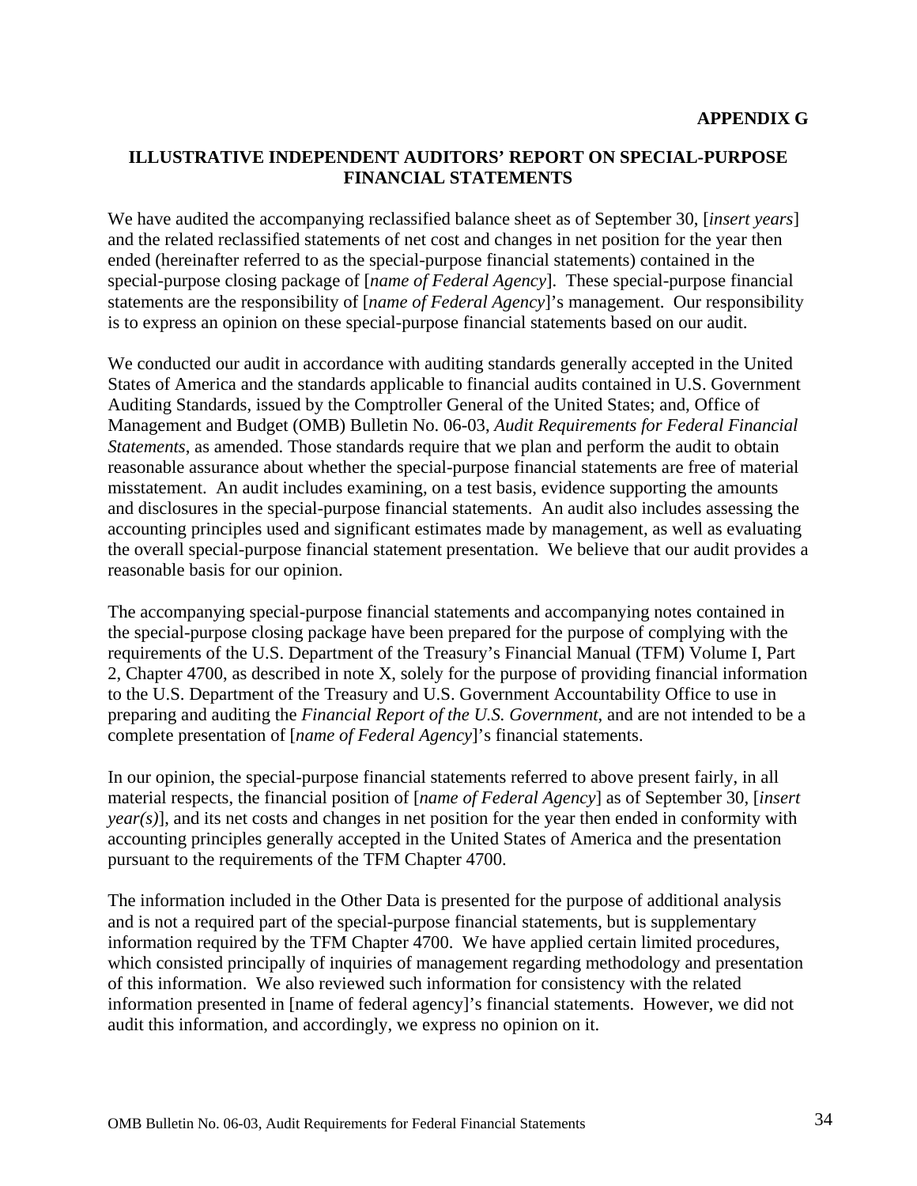**APPENDIX G**

## ILLUSTRATIVE INDEPENDENT AUDITORS' REPORT ON SPECIAL-PURPOSE FINANCIAL STATEMENTS

We have audited the accompanying reclassified balance sheet as of September 30, [*insert years*] and the related reclassified statements of net cost and changes in net position for the year then ended (hereinafter referred to as the special-purpose financial statements) contained in the special-purpose closing package of [*name of Federal Agency*]. These special-purpose financial statements are the responsibility of [*name of Federal Agency*]'s management. Our responsibility is to express an opinion on these special-purpose financial statements based on our audit.

We conducted our audit in accordance with auditing standards generally accepted in the United States of America and the standards applicable to financial audits contained in U.S. Government Auditing Standards, issued by the Comptroller General of the United States; and, Office of Management and Budget (OMB) Bulletin No. 06-03, *Audit Requirements for Federal Financial Statements*, as amended. Those standards require that we plan and perform the audit to obtain reasonable assurance about whether the special-purpose financial statements are free of material misstatement. An audit includes examining, on a test basis, evidence supporting the amounts and disclosures in the special-purpose financial statements. An audit also includes assessing the accounting principles used and significant estimates made by management, as well as evaluating the overall special-purpose financial statement presentation. We believe that our audit provides a reasonable basis for our opinion.

The accompanying special-purpose financial statements and accompanying notes contained in the special-purpose closing package have been prepared for the purpose of complying with the requirements of the U.S. Department of the Treasury's Financial Manual (TFM) Volume I, Part 2, Chapter 4700, as described in note X, solely for the purpose of providing financial information to the U.S. Department of the Treasury and U.S. Government Accountability Office to use in preparing and auditing the *Financial Report of the U.S. Government*, and are not intended to be a complete presentation of [*name of Federal Agency*]'s financial statements.

In our opinion, the special-purpose financial statements referred to above present fairly, in all material respects, the financial position of [*name of Federal Agency*] as of September 30, [*insert year(s)*], and its net costs and changes in net position for the year then ended in conformity with accounting principles generally accepted in the United States of America and the presentation pursuant to the requirements of the TFM Chapter 4700.

The information included in the Other Data is presented for the purpose of additional analysis and is not a required part of the special-purpose financial statements, but is supplementary information required by the TFM Chapter 4700. We have applied certain limited procedures, which consisted principally of inquiries of management regarding methodology and presentation of this information. We also reviewed such information for consistency with the related information presented in [name of federal agency]'s financial statements. However, we did not audit this information, and accordingly, we express no opinion on it.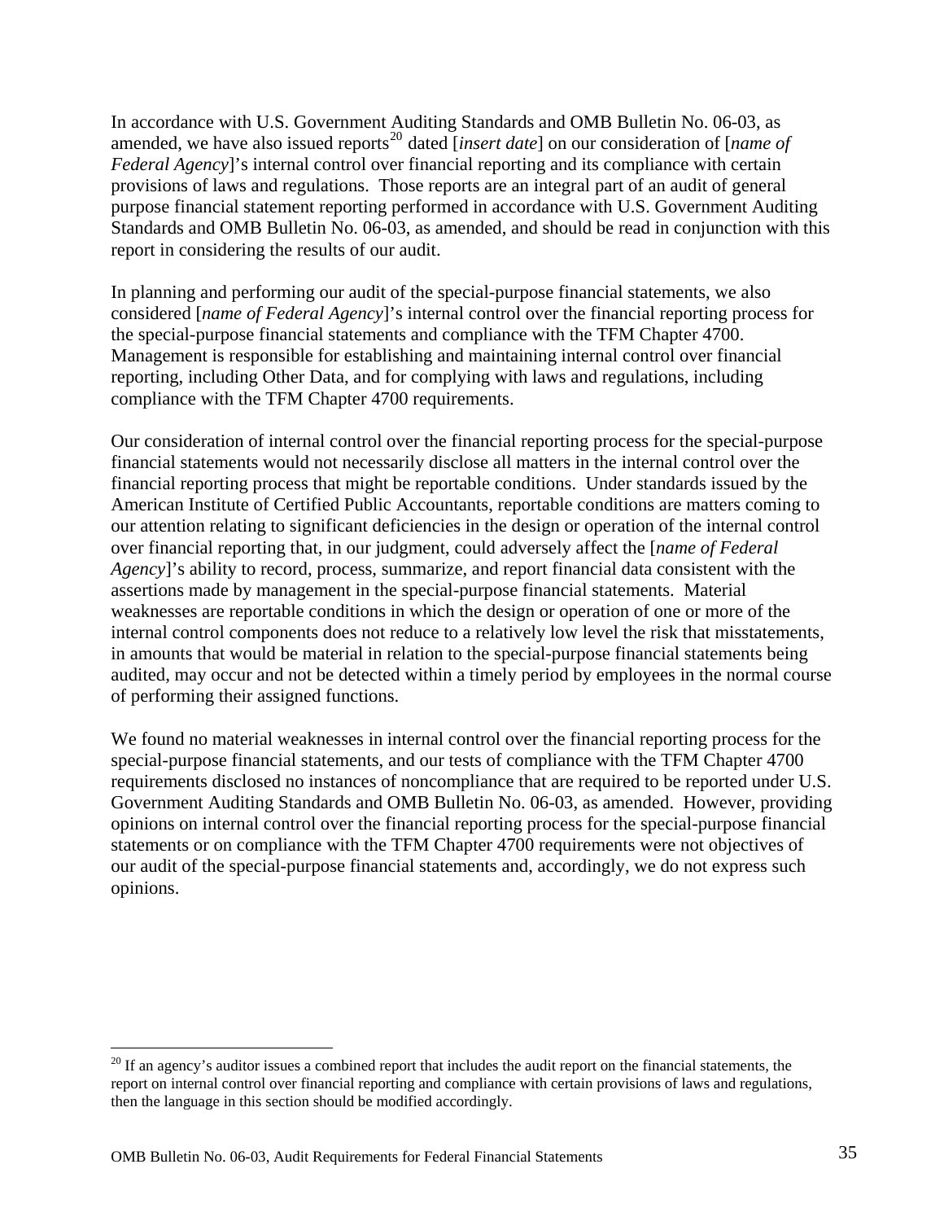In accordance with U.S. Government Auditing Standards and OMB Bulletin No. 06-03, as amended, we have also issued reports[20] dated [*insert date*] on our consideration of [*name of Federal Agency*]'s internal control over financial reporting and its compliance with certain provisions of laws and regulations. Those reports are an integral part of an audit of general purpose financial statement reporting performed in accordance with U.S. Government Auditing Standards and OMB Bulletin No. 06-03, as amended, and should be read in conjunction with this report in considering the results of our audit.

In planning and performing our audit of the special-purpose financial statements, we also considered [*name of Federal Agency*]'s internal control over the financial reporting process for the special-purpose financial statements and compliance with the TFM Chapter 4700. Management is responsible for establishing and maintaining internal control over financial reporting, including Other Data, and for complying with laws and regulations, including compliance with the TFM Chapter 4700 requirements.

Our consideration of internal control over the financial reporting process for the special-purpose financial statements would not necessarily disclose all matters in the internal control over the financial reporting process that might be reportable conditions. Under standards issued by the American Institute of Certified Public Accountants, reportable conditions are matters coming to our attention relating to significant deficiencies in the design or operation of the internal control over financial reporting that, in our judgment, could adversely affect the [*name of Federal Agency*]'s ability to record, process, summarize, and report financial data consistent with the assertions made by management in the special-purpose financial statements. Material weaknesses are reportable conditions in which the design or operation of one or more of the internal control components does not reduce to a relatively low level the risk that misstatements, in amounts that would be material in relation to the special-purpose financial statements being audited, may occur and not be detected within a timely period by employees in the normal course of performing their assigned functions.

We found no material weaknesses in internal control over the financial reporting process for the special-purpose financial statements, and our tests of compliance with the TFM Chapter 4700 requirements disclosed no instances of noncompliance that are required to be reported under U.S. Government Auditing Standards and OMB Bulletin No. 06-03, as amended. However, providing opinions on internal control over the financial reporting process for the special-purpose financial statements or on compliance with the TFM Chapter 4700 requirements were not objectives of our audit of the special-purpose financial statements and, accordingly, we do not express such opinions.

---

[20] If an agency's auditor issues a combined report that includes the audit report on the financial statements, the report on internal control over financial reporting and compliance with certain provisions of laws and regulations, then the language in this section should be modified accordingly.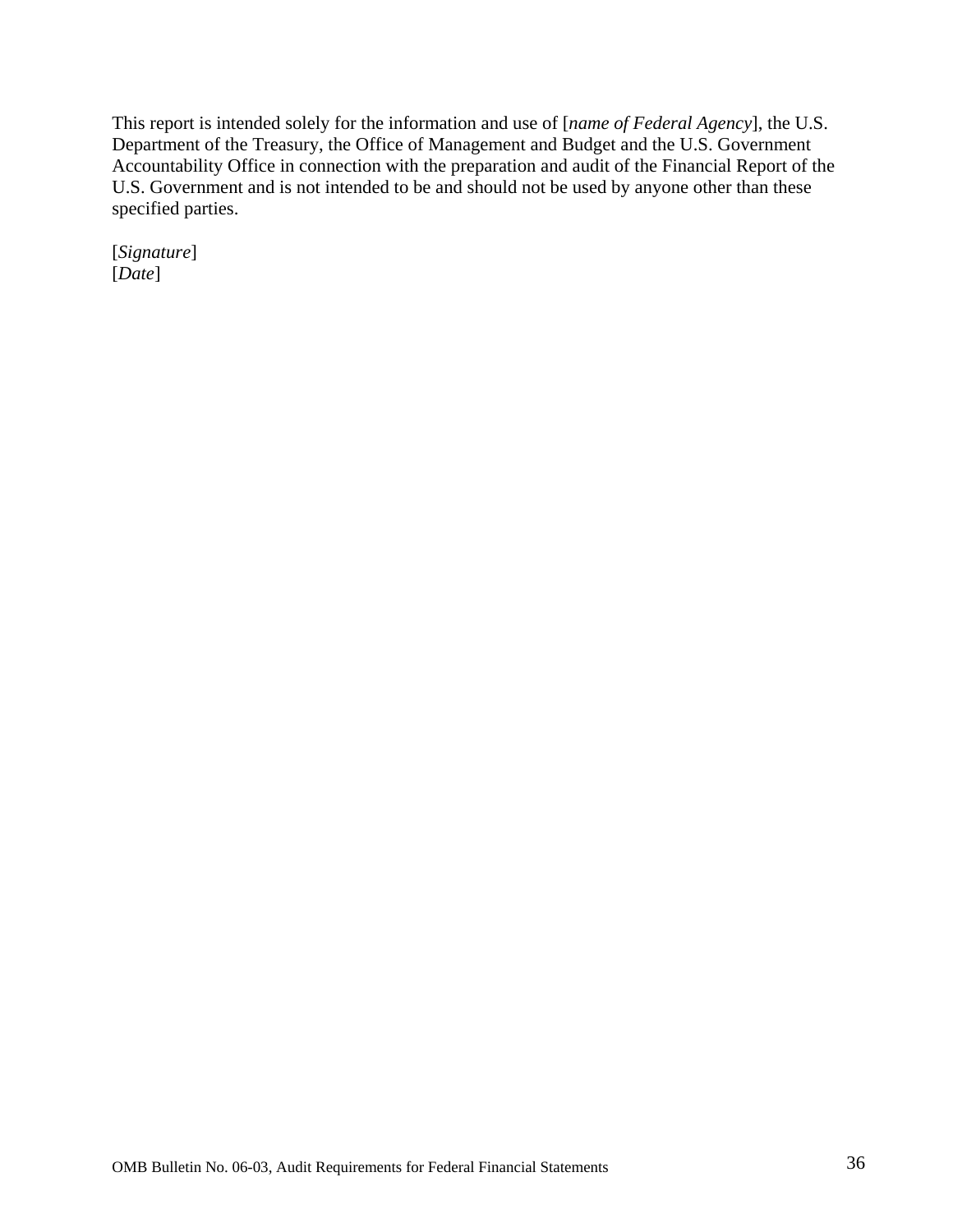This report is intended solely for the information and use of [*name of Federal Agency*], the U.S. Department of the Treasury, the Office of Management and Budget and the U.S. Government Accountability Office in connection with the preparation and audit of the Financial Report of the U.S. Government and is not intended to be and should not be used by anyone other than these specified parties.

[*Signature*]
[*Date*]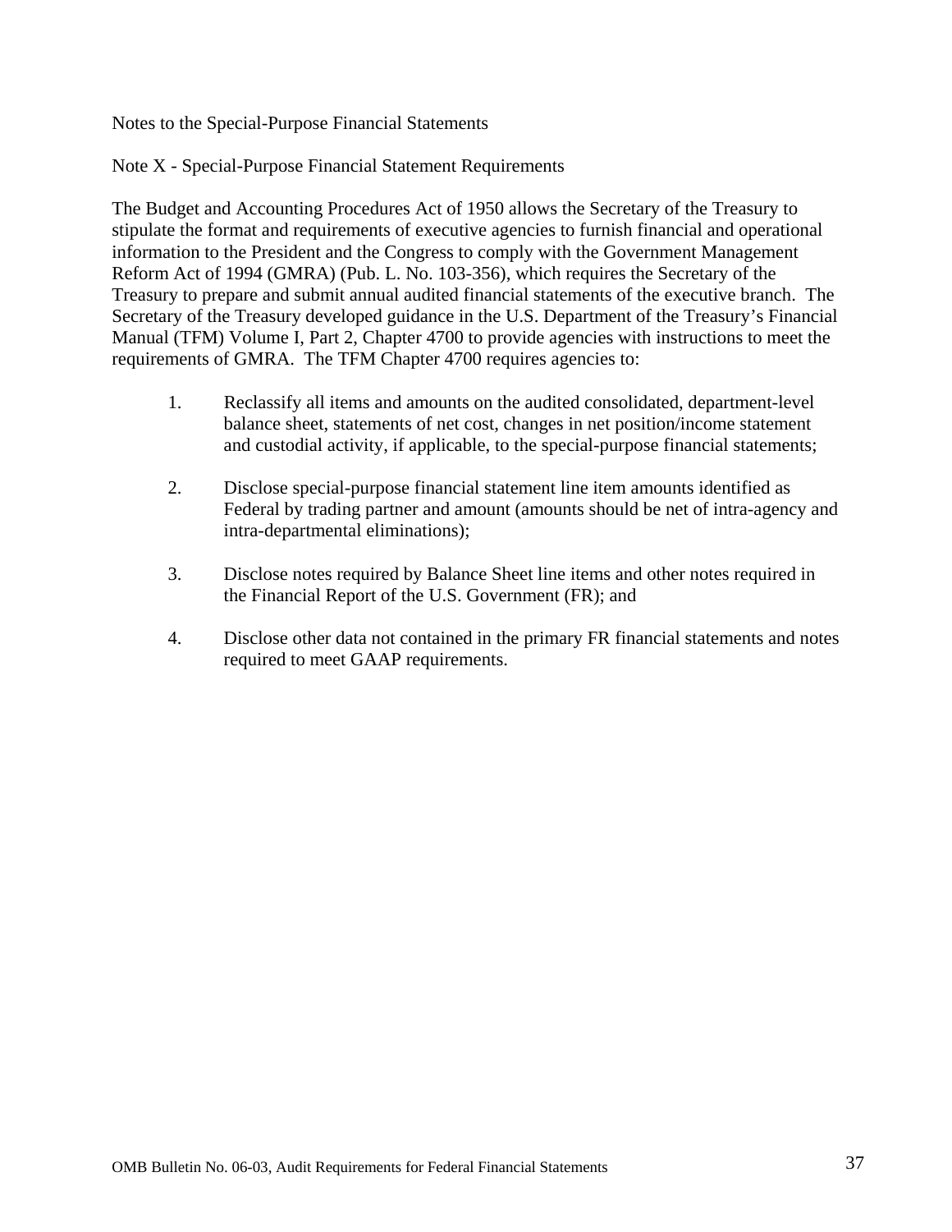Notes to the Special-Purpose Financial Statements

Note X - Special-Purpose Financial Statement Requirements

The Budget and Accounting Procedures Act of 1950 allows the Secretary of the Treasury to stipulate the format and requirements of executive agencies to furnish financial and operational information to the President and the Congress to comply with the Government Management Reform Act of 1994 (GMRA) (Pub. L. No. 103-356), which requires the Secretary of the Treasury to prepare and submit annual audited financial statements of the executive branch. The Secretary of the Treasury developed guidance in the U.S. Department of the Treasury's Financial Manual (TFM) Volume I, Part 2, Chapter 4700 to provide agencies with instructions to meet the requirements of GMRA. The TFM Chapter 4700 requires agencies to:

1. Reclassify all items and amounts on the audited consolidated, department-level balance sheet, statements of net cost, changes in net position/income statement and custodial activity, if applicable, to the special-purpose financial statements;

2. Disclose special-purpose financial statement line item amounts identified as Federal by trading partner and amount (amounts should be net of intra-agency and intra-departmental eliminations);

3. Disclose notes required by Balance Sheet line items and other notes required in the Financial Report of the U.S. Government (FR); and

4. Disclose other data not contained in the primary FR financial statements and notes required to meet GAAP requirements.